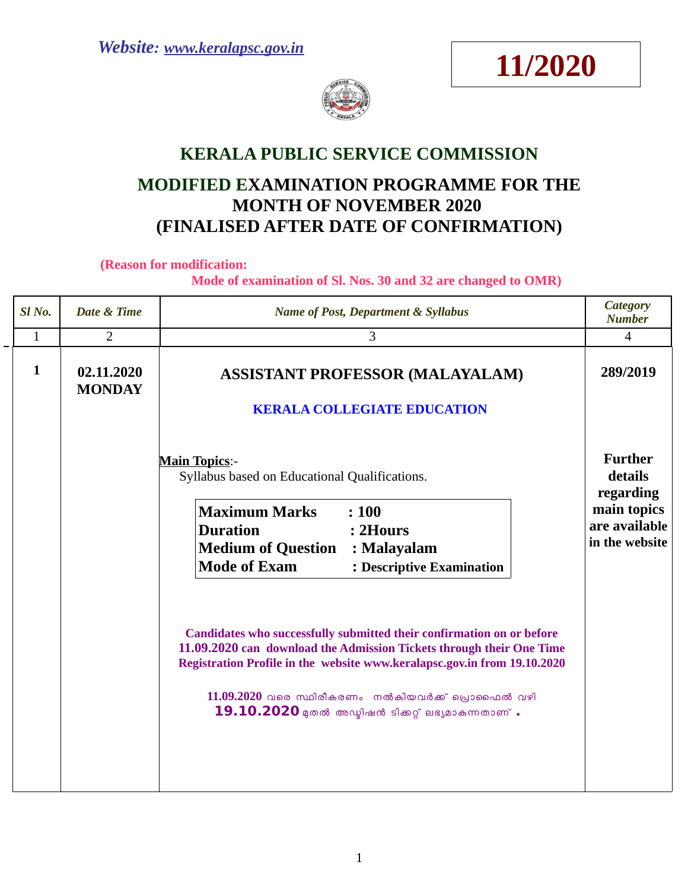*Website: www.keralapsc.gov.in*

**11/2020**

# KERALA PUBLIC SERVICE COMMISSION

## MODIFIED EXAMINATION PROGRAMME FOR THE MONTH OF NOVEMBER 2020 (FINALISED AFTER DATE OF CONFIRMATION)

**(Reason for modification:**
**Mode of examination of Sl. Nos. 30 and 32 are changed to OMR)**

| *Sl No.* | *Date & Time* | *Name of Post, Department & Syllabus* | *Category Number* |
|---|---|---|---|
| 1 | 2 | 3 | 4 |
| **1** | **02.11.2020 MONDAY** | **ASSISTANT PROFESSOR (MALAYALAM)**<br><br>**KERALA COLLEGIATE EDUCATION**<br><br>**Main Topics**:-<br>Syllabus based on Educational Qualifications.<br><br>**Maximum Marks : 100**<br>**Duration : 2Hours**<br>**Medium of Question : Malayalam**<br>**Mode of Exam : Descriptive Examination**<br><br>**Candidates who successfully submitted their confirmation on or before 11.09.2020 can download the Admission Tickets through their One Time Registration Profile in the website www.keralapsc.gov.in from 19.10.2020**<br><br>**11.09.2020** വരെ സ്ഥിരീകരണം നൽകിയവർക്ക് പ്രൊഫൈൽ വഴി **19.10.2020** മുതൽ അഡ്മിഷൻ ടിക്കറ്റ് ലഭ്യമാകുന്നതാണ് **.** | **289/2019**<br><br>**Further details regarding main topics are available in the website** |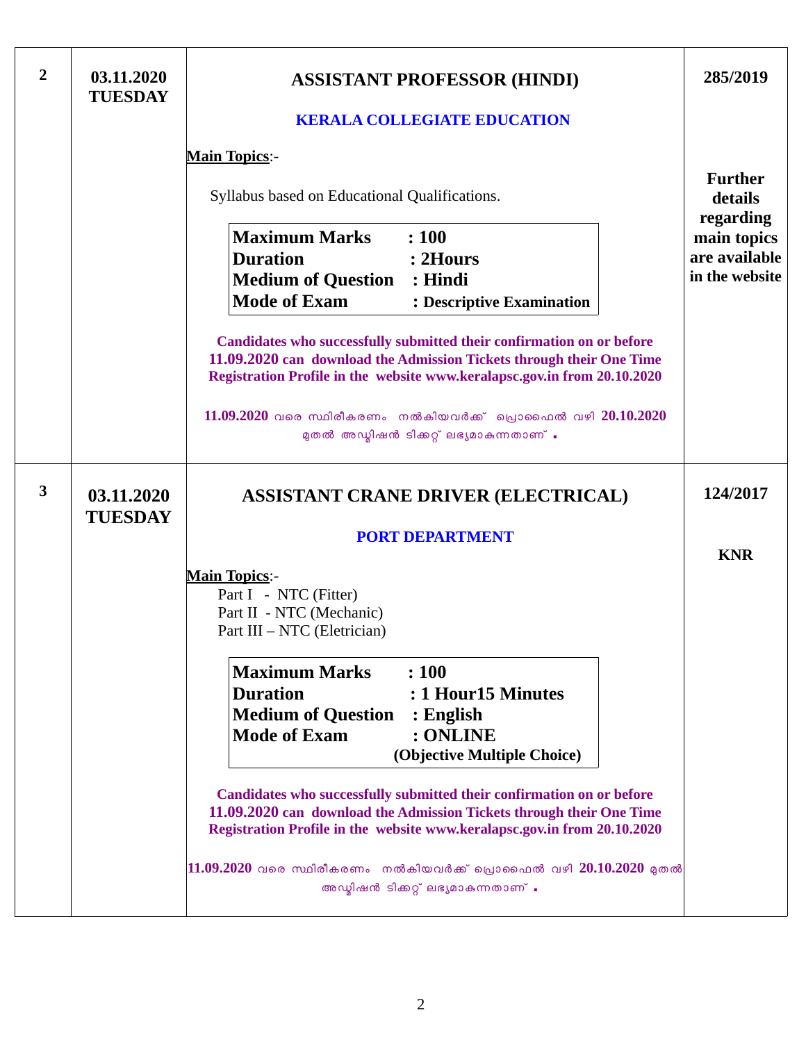| | | | |
|---|---|---|---|
| **2** | **03.11.2020 TUESDAY** | **ASSISTANT PROFESSOR (HINDI)**<br><br>**KERALA COLLEGIATE EDUCATION**<br><br>**Main Topics**:-<br><br>Syllabus based on Educational Qualifications.<br><br>**Maximum Marks : 100**<br>**Duration : 2Hours**<br>**Medium of Question : Hindi**<br>**Mode of Exam : Descriptive Examination**<br><br>**Candidates who successfully submitted their confirmation on or before 11.09.2020 can download the Admission Tickets through their One Time Registration Profile in the website www.keralapsc.gov.in from 20.10.2020**<br><br>**11.09.2020** വരെ സ്ഥിരീകരണം നൽകിയവർക്ക് പ്രൊഫൈൽ വഴി **20.10.2020** മുതൽ അഡ്മിഷൻ ടിക്കറ്റ് ലഭ്യമാകുന്നതാണ് . | **285/2019**<br><br>**Further details regarding main topics are available in the website** |
| **3** | **03.11.2020 TUESDAY** | **ASSISTANT CRANE DRIVER (ELECTRICAL)**<br><br>**PORT DEPARTMENT**<br><br>**Main Topics**:-<br>Part I - NTC (Fitter)<br>Part II - NTC (Mechanic)<br>Part III – NTC (Eletrician)<br><br>**Maximum Marks : 100**<br>**Duration : 1 Hour15 Minutes**<br>**Medium of Question : English**<br>**Mode of Exam : ONLINE (Objective Multiple Choice)**<br><br>**Candidates who successfully submitted their confirmation on or before 11.09.2020 can download the Admission Tickets through their One Time Registration Profile in the website www.keralapsc.gov.in from 20.10.2020**<br><br>**11.09.2020** വരെ സ്ഥിരീകരണം നൽകിയവർക്ക് പ്രൊഫൈൽ വഴി **20.10.2020** മുതൽ അഡ്മിഷൻ ടിക്കറ്റ് ലഭ്യമാകുന്നതാണ് . | **124/2017**<br><br>**KNR** |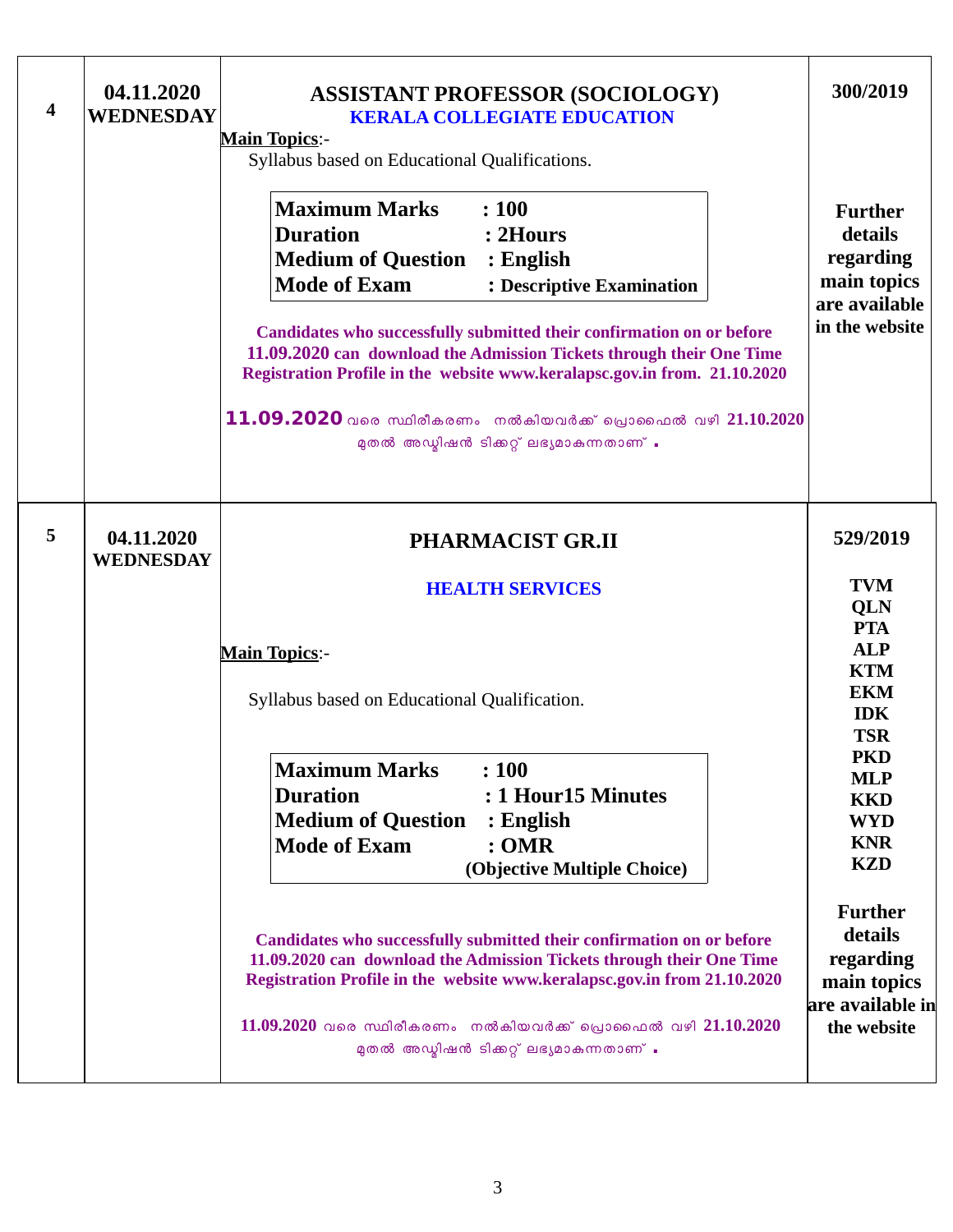| | | | |
|---|---|---|---|
| **4** | **04.11.2020 WEDNESDAY** | **ASSISTANT PROFESSOR (SOCIOLOGY)**<br>**KERALA COLLEGIATE EDUCATION**<br>**Main Topics**:-<br>Syllabus based on Educational Qualifications.<br><br>**Maximum Marks : 100**<br>**Duration : 2Hours**<br>**Medium of Question : English**<br>**Mode of Exam : Descriptive Examination**<br><br>**Candidates who successfully submitted their confirmation on or before 11.09.2020 can download the Admission Tickets through their One Time Registration Profile in the website www.keralapsc.gov.in from. 21.10.2020**<br><br>**11.09.2020** വരെ സ്ഥിരീകരണം നൽകിയവർക്ക് പ്രൊഫൈൽ വഴി **21.10.2020** മുതൽ അഡ്മിഷൻ ടിക്കറ്റ് ലഭ്യമാകുന്നതാണ് . | **300/2019**<br><br>**Further details regarding main topics are available in the website** |
| **5** | **04.11.2020 WEDNESDAY** | **PHARMACIST GR.II**<br>**HEALTH SERVICES**<br>**Main Topics**:-<br>Syllabus based on Educational Qualification.<br><br>**Maximum Marks : 100**<br>**Duration : 1 Hour15 Minutes**<br>**Medium of Question : English**<br>**Mode of Exam : OMR (Objective Multiple Choice)**<br><br>**Candidates who successfully submitted their confirmation on or before 11.09.2020 can download the Admission Tickets through their One Time Registration Profile in the website www.keralapsc.gov.in from 21.10.2020**<br><br>**11.09.2020** വരെ സ്ഥിരീകരണം നൽകിയവർക്ക് പ്രൊഫൈൽ വഴി **21.10.2020** മുതൽ അഡ്മിഷൻ ടിക്കറ്റ് ലഭ്യമാകുന്നതാണ് . | **529/2019**<br><br>**TVM**<br>**QLN**<br>**PTA**<br>**ALP**<br>**KTM**<br>**EKM**<br>**IDK**<br>**TSR**<br>**PKD**<br>**MLP**<br>**KKD**<br>**WYD**<br>**KNR**<br>**KZD**<br><br>**Further details regarding main topics are available in the website** |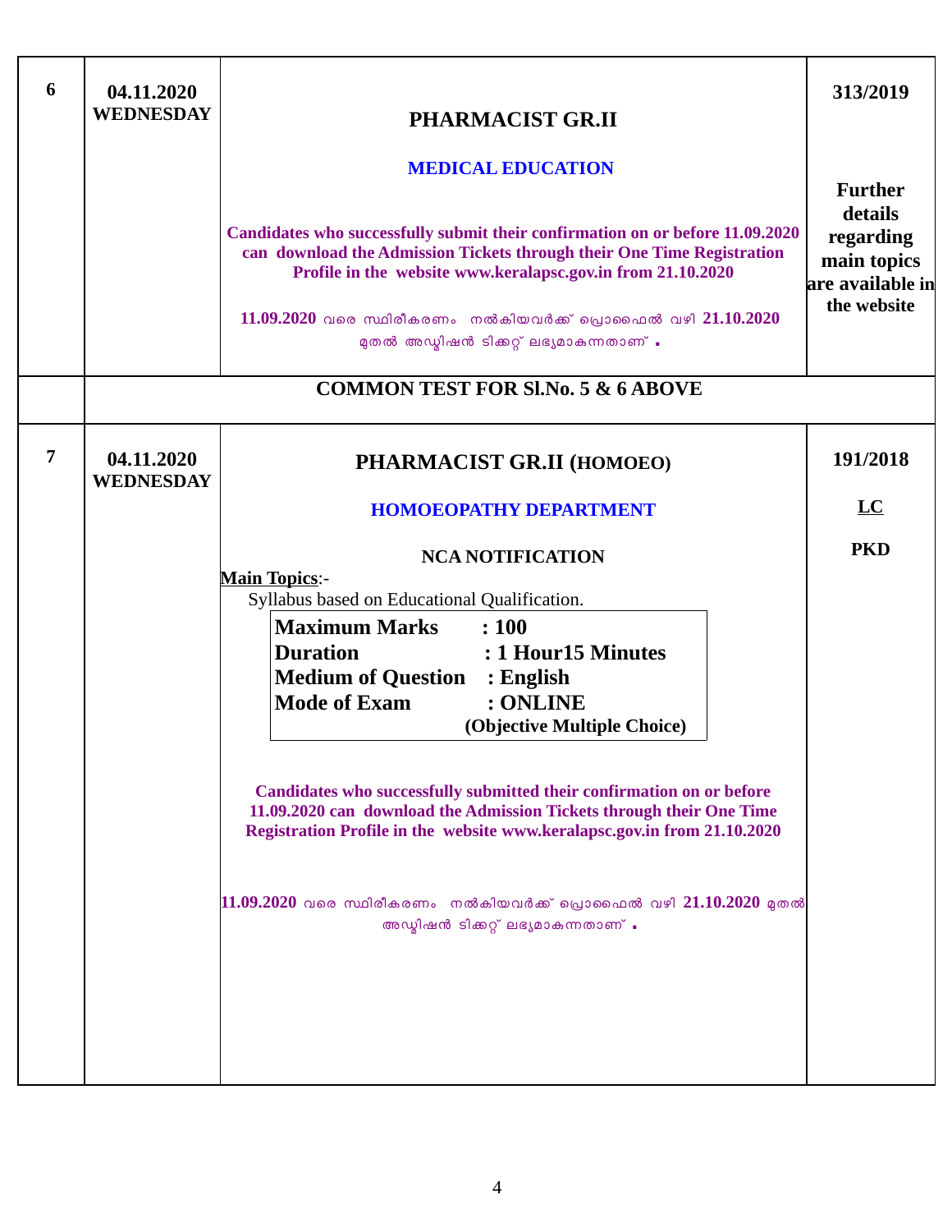| | | | |
|---|---|---|---|
| 6 | 04.11.2020 WEDNESDAY | **PHARMACIST GR.II**<br><br>**MEDICAL EDUCATION**<br><br>**Candidates who successfully submit their confirmation on or before 11.09.2020 can download the Admission Tickets through their One Time Registration Profile in the website www.keralapsc.gov.in from 21.10.2020**<br><br>**11.09.2020** വരെ സ്ഥിരീകരണം നൽകിയവർക്ക് പ്രൊഫൈൽ വഴി **21.10.2020** മുതൽ അഡ്മിഷൻ ടിക്കറ്റ് ലഭ്യമാകുന്നതാണ് . | **313/2019**<br><br>**Further details regarding main topics are available in the website** |
| | **COMMON TEST FOR Sl.No. 5 & 6 ABOVE** | | |
| 7 | 04.11.2020 WEDNESDAY | **PHARMACIST GR.II (HOMOEO)**<br><br>**HOMOEOPATHY DEPARTMENT**<br><br>**NCA NOTIFICATION**<br><br>**Main Topics**:-<br>Syllabus based on Educational Qualification.<br><br>**Maximum Marks : 100**<br>**Duration : 1 Hour15 Minutes**<br>**Medium of Question : English**<br>**Mode of Exam : ONLINE**<br>**(Objective Multiple Choice)**<br><br>**Candidates who successfully submitted their confirmation on or before 11.09.2020 can download the Admission Tickets through their One Time Registration Profile in the website www.keralapsc.gov.in from 21.10.2020**<br><br>**11.09.2020** വരെ സ്ഥിരീകരണം നൽകിയവർക്ക് പ്രൊഫൈൽ വഴി **21.10.2020** മുതൽ അഡ്മിഷൻ ടിക്കറ്റ് ലഭ്യമാകുന്നതാണ് . | **191/2018**<br><br>**LC**<br><br>**PKD** |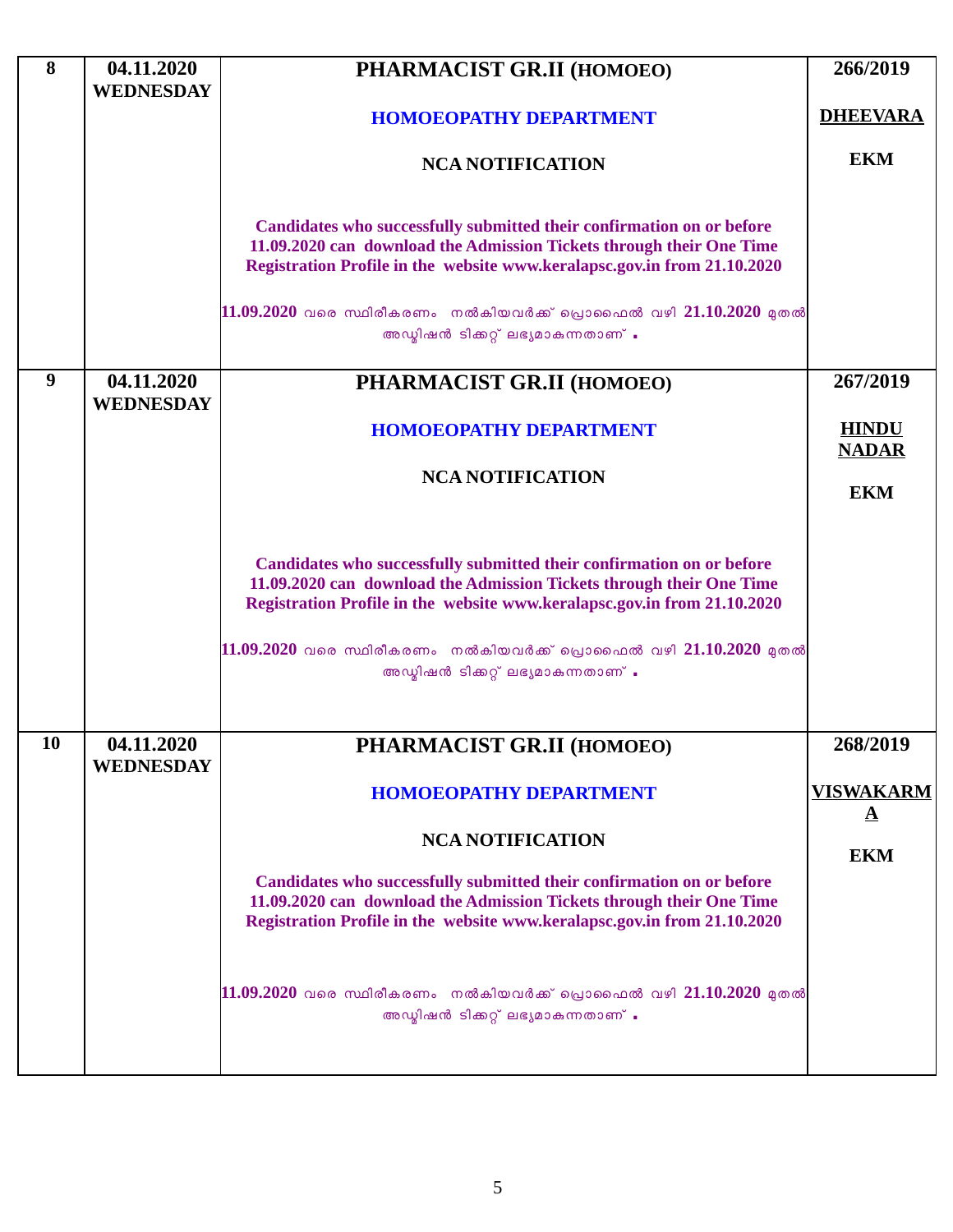| 8 | 04.11.2020 WEDNESDAY | **PHARMACIST GR.II (HOMOEO)**<br><br>**HOMOEOPATHY DEPARTMENT**<br><br>**NCA NOTIFICATION**<br><br>**Candidates who successfully submitted their confirmation on or before 11.09.2020 can download the Admission Tickets through their One Time Registration Profile in the website www.keralapsc.gov.in from 21.10.2020**<br><br>**11.09.2020** വരെ സ്ഥിരീകരണം നൽകിയവർക്ക് പ്രൊഫൈൽ വഴി **21.10.2020** മുതൽ അഡ്മിഷൻ ടിക്കറ്റ് ലഭ്യമാകുന്നതാണ് . | **266/2019**<br><br>**DHEEVARA**<br><br>**EKM** |
|---|---|---|---|
| 9 | 04.11.2020 WEDNESDAY | **PHARMACIST GR.II (HOMOEO)**<br><br>**HOMOEOPATHY DEPARTMENT**<br><br>**NCA NOTIFICATION**<br><br>**Candidates who successfully submitted their confirmation on or before 11.09.2020 can download the Admission Tickets through their One Time Registration Profile in the website www.keralapsc.gov.in from 21.10.2020**<br><br>**11.09.2020** വരെ സ്ഥിരീകരണം നൽകിയവർക്ക് പ്രൊഫൈൽ വഴി **21.10.2020** മുതൽ അഡ്മിഷൻ ടിക്കറ്റ് ലഭ്യമാകുന്നതാണ് . | **267/2019**<br><br>**HINDU NADAR**<br><br>**EKM** |
| 10 | 04.11.2020 WEDNESDAY | **PHARMACIST GR.II (HOMOEO)**<br><br>**HOMOEOPATHY DEPARTMENT**<br><br>**NCA NOTIFICATION**<br><br>**Candidates who successfully submitted their confirmation on or before 11.09.2020 can download the Admission Tickets through their One Time Registration Profile in the website www.keralapsc.gov.in from 21.10.2020**<br><br>**11.09.2020** വരെ സ്ഥിരീകരണം നൽകിയവർക്ക് പ്രൊഫൈൽ വഴി **21.10.2020** മുതൽ അഡ്മിഷൻ ടിക്കറ്റ് ലഭ്യമാകുന്നതാണ് . | **268/2019**<br><br>**VISWAKARMA**<br><br>**EKM** |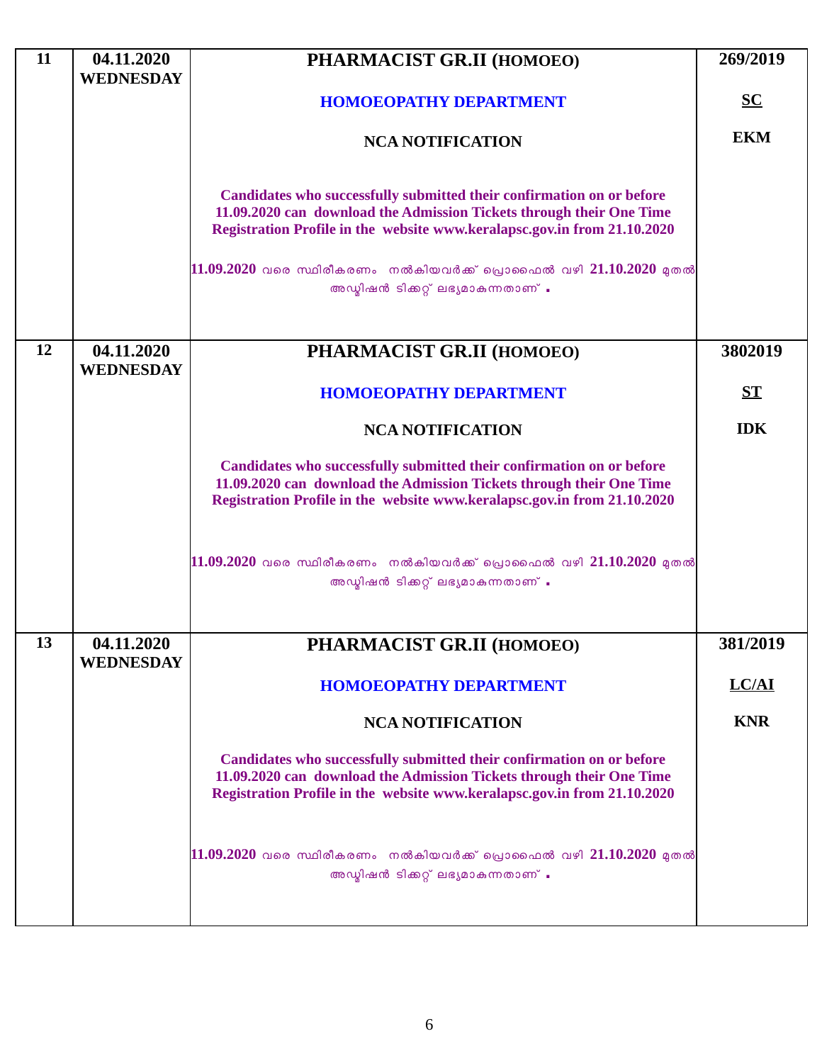| 11 | 04.11.2020 WEDNESDAY | **PHARMACIST GR.II (HOMOEO)**<br><br>**HOMOEOPATHY DEPARTMENT**<br><br>**NCA NOTIFICATION**<br><br>**Candidates who successfully submitted their confirmation on or before 11.09.2020 can download the Admission Tickets through their One Time Registration Profile in the website www.keralapsc.gov.in from 21.10.2020**<br><br>**11.09.2020** വരെ സ്ഥിരീകരണം നൽകിയവർക്ക് പ്രൊഫൈൽ വഴി **21.10.2020** മുതൽ അഡ്മിഷൻ ടിക്കറ്റ് ലഭ്യമാകുന്നതാണ് . | **269/2019**<br><br>**SC**<br><br>**EKM** |
|---|---|---|---|
| 12 | 04.11.2020 WEDNESDAY | **PHARMACIST GR.II (HOMOEO)**<br><br>**HOMOEOPATHY DEPARTMENT**<br><br>**NCA NOTIFICATION**<br><br>**Candidates who successfully submitted their confirmation on or before 11.09.2020 can download the Admission Tickets through their One Time Registration Profile in the website www.keralapsc.gov.in from 21.10.2020**<br><br>**11.09.2020** വരെ സ്ഥിരീകരണം നൽകിയവർക്ക് പ്രൊഫൈൽ വഴി **21.10.2020** മുതൽ അഡ്മിഷൻ ടിക്കറ്റ് ലഭ്യമാകുന്നതാണ് . | **3802019**<br><br>**ST**<br><br>**IDK** |
| 13 | 04.11.2020 WEDNESDAY | **PHARMACIST GR.II (HOMOEO)**<br><br>**HOMOEOPATHY DEPARTMENT**<br><br>**NCA NOTIFICATION**<br><br>**Candidates who successfully submitted their confirmation on or before 11.09.2020 can download the Admission Tickets through their One Time Registration Profile in the website www.keralapsc.gov.in from 21.10.2020**<br><br>**11.09.2020** വരെ സ്ഥിരീകരണം നൽകിയവർക്ക് പ്രൊഫൈൽ വഴി **21.10.2020** മുതൽ അഡ്മിഷൻ ടിക്കറ്റ് ലഭ്യമാകുന്നതാണ് . | **381/2019**<br><br>**LC/AI**<br><br>**KNR** |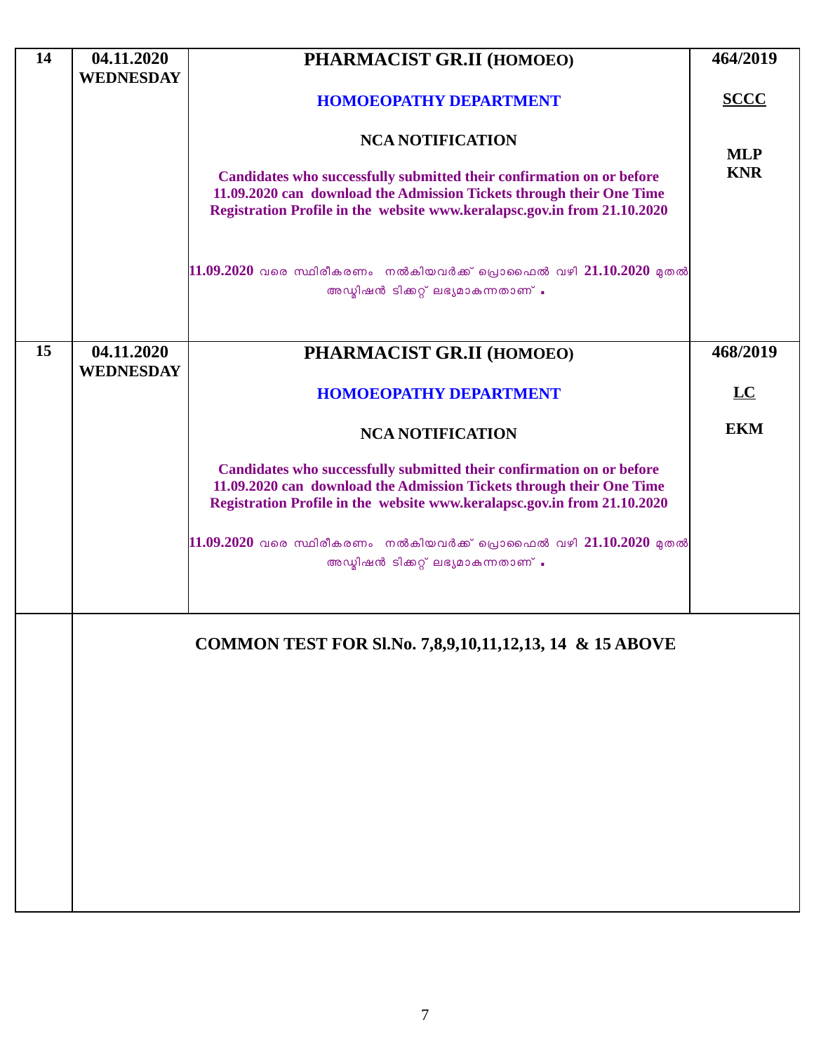| | | | |
|---|---|---|---|
| 14 | 04.11.2020 WEDNESDAY | **PHARMACIST GR.II (HOMOEO)**<br><br>**HOMOEOPATHY DEPARTMENT**<br><br>**NCA NOTIFICATION**<br><br>**Candidates who successfully submitted their confirmation on or before 11.09.2020 can download the Admission Tickets through their One Time Registration Profile in the website www.keralapsc.gov.in from 21.10.2020**<br><br>**11.09.2020** വരെ സ്ഥിരീകരണം നൽകിയവർക്ക് പ്രൊഫൈൽ വഴി **21.10.2020** മുതൽ അഡ്മിഷൻ ടിക്കറ്റ് ലഭ്യമാകുന്നതാണ് . | **464/2019**<br><br>**SCCC**<br><br>**MLP**<br>**KNR** |
| 15 | 04.11.2020 WEDNESDAY | **PHARMACIST GR.II (HOMOEO)**<br><br>**HOMOEOPATHY DEPARTMENT**<br><br>**NCA NOTIFICATION**<br><br>**Candidates who successfully submitted their confirmation on or before 11.09.2020 can download the Admission Tickets through their One Time Registration Profile in the website www.keralapsc.gov.in from 21.10.2020**<br><br>**11.09.2020** വരെ സ്ഥിരീകരണം നൽകിയവർക്ക് പ്രൊഫൈൽ വഴി **21.10.2020** മുതൽ അഡ്മിഷൻ ടിക്കറ്റ് ലഭ്യമാകുന്നതാണ് . | **468/2019**<br><br>**LC**<br><br>**EKM** |
| | **COMMON TEST FOR Sl.No. 7,8,9,10,11,12,13, 14 & 15 ABOVE** | | |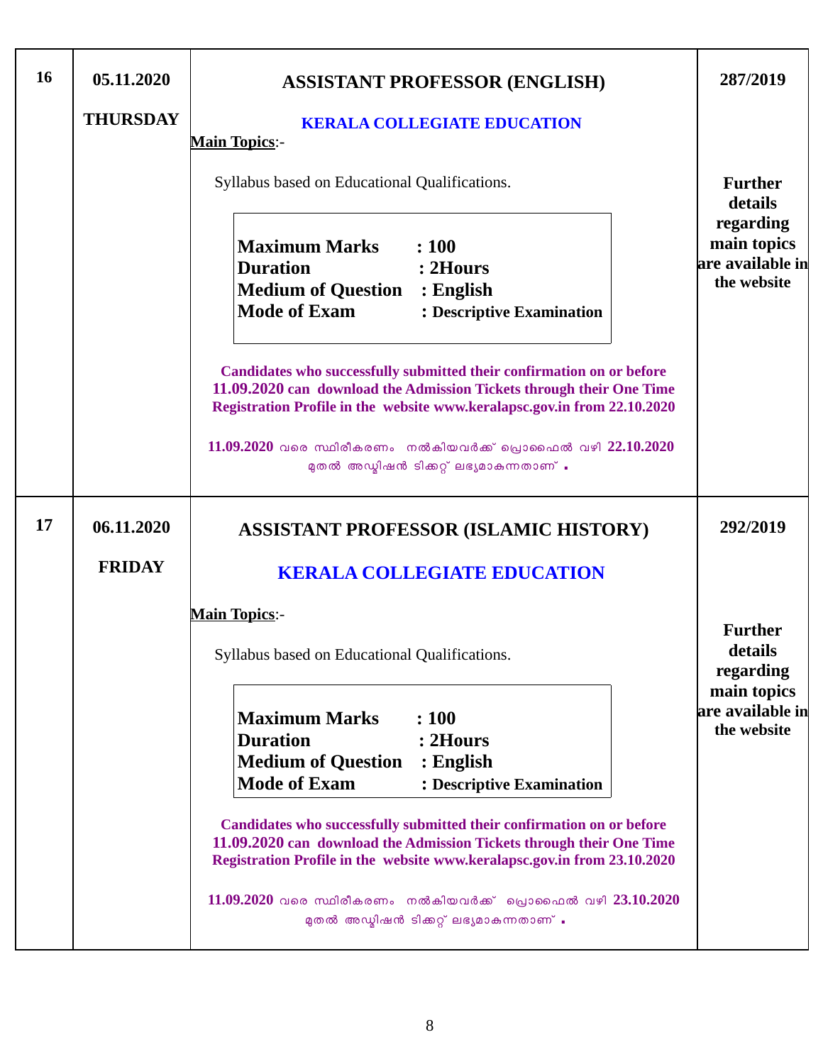| 16 | 05.11.2020<br><br>**THURSDAY** | **ASSISTANT PROFESSOR (ENGLISH)**<br><br>**KERALA COLLEGIATE EDUCATION**<br><br>**Main Topics**:-<br><br>Syllabus based on Educational Qualifications.<br><br>**Maximum Marks : 100**<br>**Duration : 2Hours**<br>**Medium of Question : English**<br>**Mode of Exam : Descriptive Examination**<br><br>**Candidates who successfully submitted their confirmation on or before 11.09.2020 can download the Admission Tickets through their One Time Registration Profile in the website www.keralapsc.gov.in from 22.10.2020**<br><br>**11.09.2020** വരെ സ്ഥിരീകരണം നൽകിയവർക്ക് പ്രൊഫൈൽ വഴി **22.10.2020** മുതൽ അഡ്മിഷൻ ടിക്കറ്റ് ലഭ്യമാകുന്നതാണ് . | **287/2019**<br><br>**Further details regarding main topics are available in the website** |
|---|---|---|---|
| 17 | 06.11.2020<br><br>**FRIDAY** | **ASSISTANT PROFESSOR (ISLAMIC HISTORY)**<br><br>**KERALA COLLEGIATE EDUCATION**<br><br>**Main Topics**:-<br><br>Syllabus based on Educational Qualifications.<br><br>**Maximum Marks : 100**<br>**Duration : 2Hours**<br>**Medium of Question : English**<br>**Mode of Exam : Descriptive Examination**<br><br>**Candidates who successfully submitted their confirmation on or before 11.09.2020 can download the Admission Tickets through their One Time Registration Profile in the website www.keralapsc.gov.in from 23.10.2020**<br><br>**11.09.2020** വരെ സ്ഥിരീകരണം നൽകിയവർക്ക് പ്രൊഫൈൽ വഴി **23.10.2020** മുതൽ അഡ്മിഷൻ ടിക്കറ്റ് ലഭ്യമാകുന്നതാണ് . | **292/2019**<br><br>**Further details regarding main topics are available in the website** |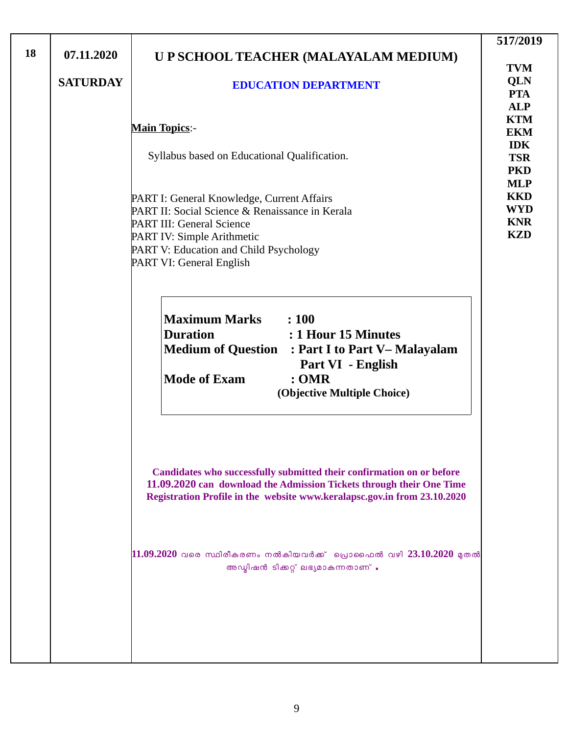| 18 | 07.11.2020<br><br>SATURDAY | **U P SCHOOL TEACHER (MALAYALAM MEDIUM)**<br><br>**EDUCATION DEPARTMENT**<br><br>**Main Topics**:-<br><br>Syllabus based on Educational Qualification.<br><br>PART I: General Knowledge, Current Affairs<br>PART II: Social Science & Renaissance in Kerala<br>PART III: General Science<br>PART IV: Simple Arithmetic<br>PART V: Education and Child Psychology<br>PART VI: General English<br><br>**Maximum Marks : 100**<br>**Duration : 1 Hour 15 Minutes**<br>**Medium of Question : Part I to Part V– Malayalam**<br>**Part VI - English**<br>**Mode of Exam : OMR**<br>**(Objective Multiple Choice)**<br><br>**Candidates who successfully submitted their confirmation on or before 11.09.2020 can download the Admission Tickets through their One Time Registration Profile in the website www.keralapsc.gov.in from 23.10.2020**<br><br>**11.09.2020** വരെ സ്ഥിരീകരണം നൽകിയവർക്ക് പ്രൊഫൈൽ വഴി **23.10.2020** മുതൽ അഡ്മിഷൻ ടിക്കറ്റ് ലഭ്യമാകുന്നതാണ് . | **517/2019**<br><br>**TVM**<br>**QLN**<br>**PTA**<br>**ALP**<br>**KTM**<br>**EKM**<br>**IDK**<br>**TSR**<br>**PKD**<br>**MLP**<br>**KKD**<br>**WYD**<br>**KNR**<br>**KZD** |
|---|---|---|---|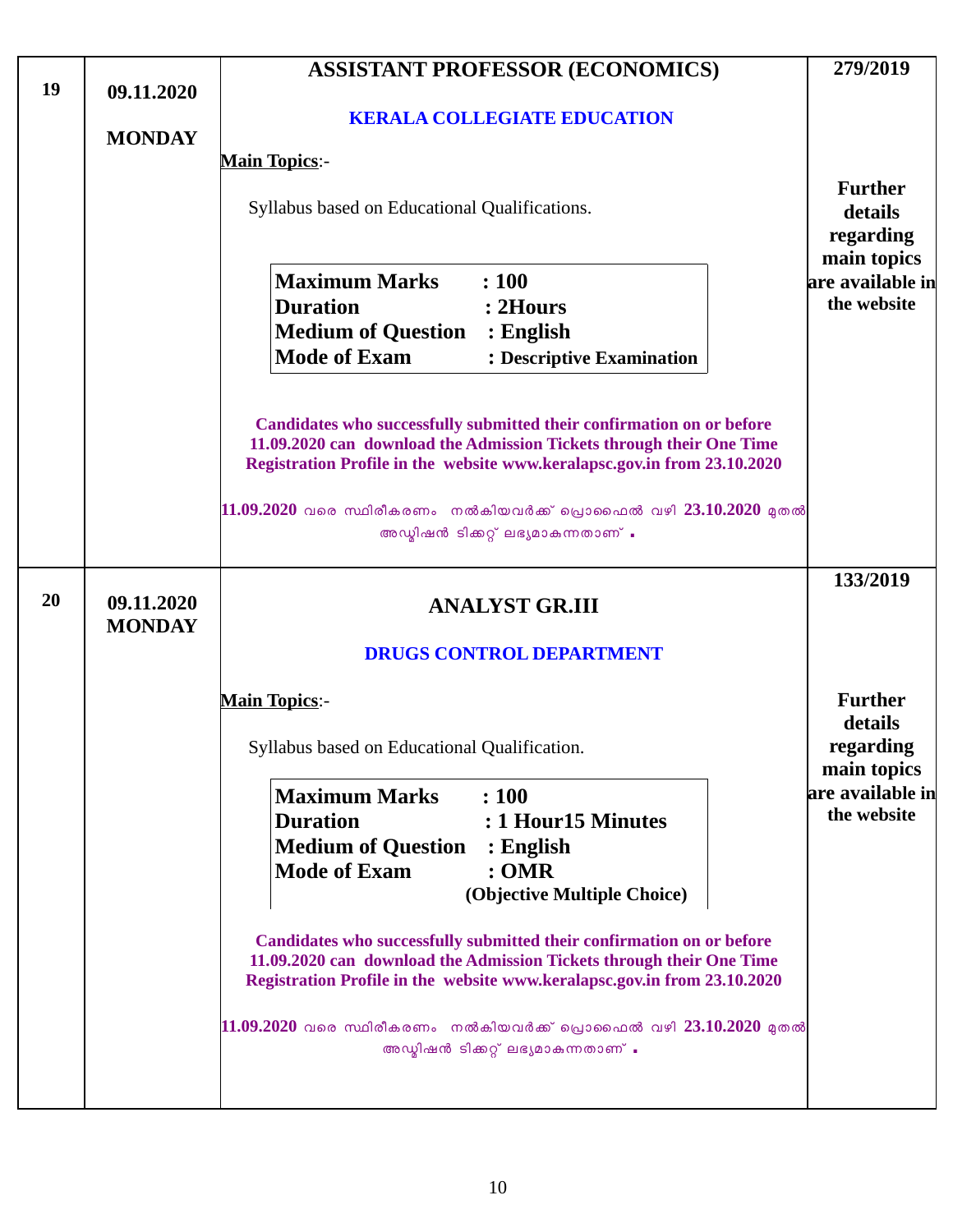| | | | |
|---|---|---|---|
| 19 | 09.11.2020<br><br>**MONDAY** | **ASSISTANT PROFESSOR (ECONOMICS)**<br><br>**KERALA COLLEGIATE EDUCATION**<br><br>**Main Topics**:-<br><br>Syllabus based on Educational Qualifications.<br><br>**Maximum Marks : 100**<br>**Duration : 2Hours**<br>**Medium of Question : English**<br>**Mode of Exam : Descriptive Examination**<br><br>**Candidates who successfully submitted their confirmation on or before 11.09.2020 can download the Admission Tickets through their One Time Registration Profile in the website www.keralapsc.gov.in from 23.10.2020**<br><br>**11.09.2020** വരെ സ്ഥിരീകരണം നൽകിയവർക്ക് പ്രൊഫൈൽ വഴി **23.10.2020** മുതൽ അഡ്മിഷൻ ടിക്കറ്റ് ലഭ്യമാകുന്നതാണ് . | **279/2019**<br><br>**Further details regarding main topics are available in the website** |
| 20 | 09.11.2020<br>**MONDAY** | **ANALYST GR.III**<br><br>**DRUGS CONTROL DEPARTMENT**<br><br>**Main Topics**:-<br><br>Syllabus based on Educational Qualification.<br><br>**Maximum Marks : 100**<br>**Duration : 1 Hour15 Minutes**<br>**Medium of Question : English**<br>**Mode of Exam : OMR**<br>**(Objective Multiple Choice)**<br><br>**Candidates who successfully submitted their confirmation on or before 11.09.2020 can download the Admission Tickets through their One Time Registration Profile in the website www.keralapsc.gov.in from 23.10.2020**<br><br>**11.09.2020** വരെ സ്ഥിരീകരണം നൽകിയവർക്ക് പ്രൊഫൈൽ വഴി **23.10.2020** മുതൽ അഡ്മിഷൻ ടിക്കറ്റ് ലഭ്യമാകുന്നതാണ് . | **133/2019**<br><br>**Further details regarding main topics are available in the website** |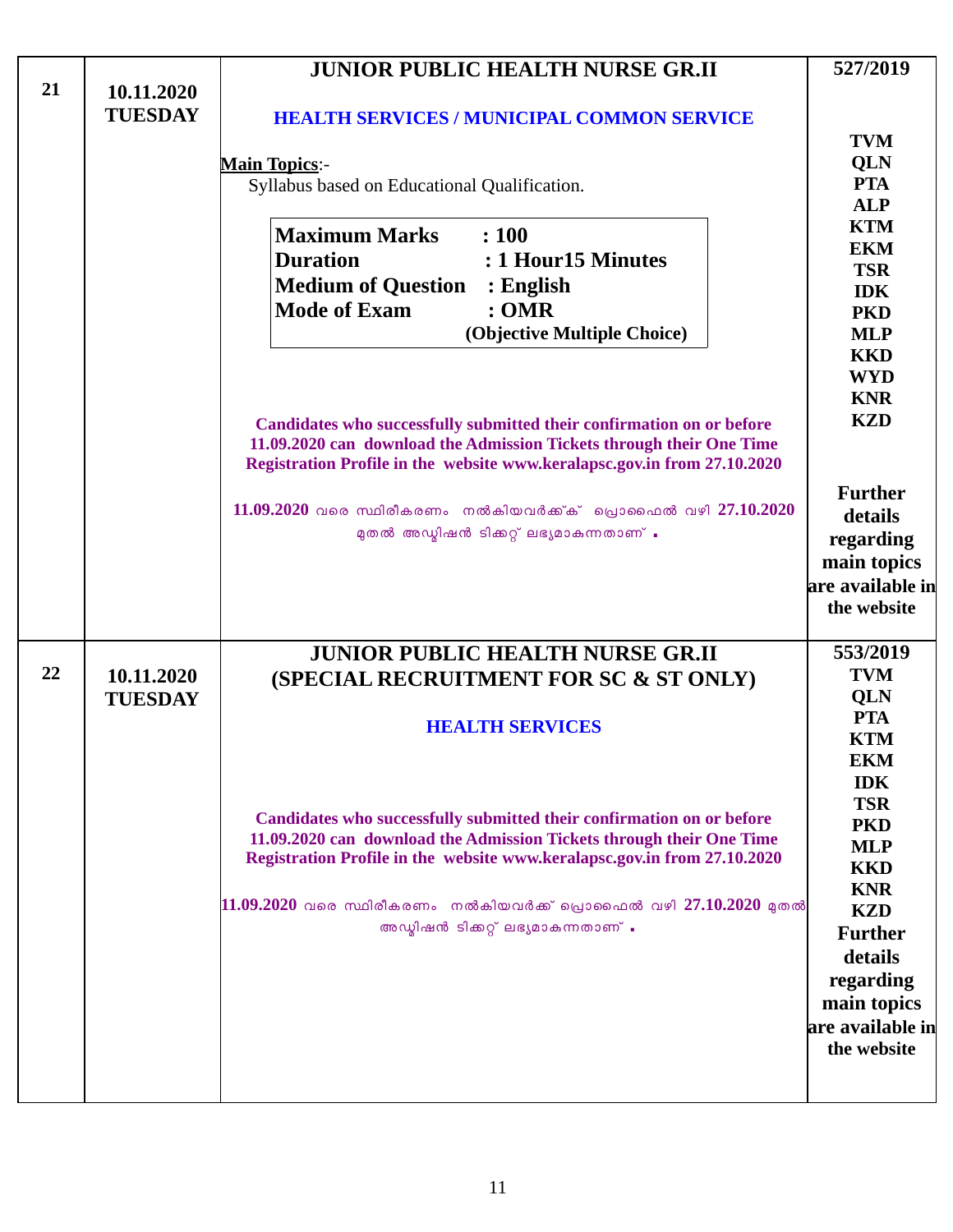| | | | |
|---|---|---|---|
| 21 | 10.11.2020 TUESDAY | **JUNIOR PUBLIC HEALTH NURSE GR.II**<br><br>**HEALTH SERVICES / MUNICIPAL COMMON SERVICE**<br><br>**Main Topics**:-<br>Syllabus based on Educational Qualification.<br><br>**Maximum Marks : 100**<br>**Duration : 1 Hour15 Minutes**<br>**Medium of Question : English**<br>**Mode of Exam : OMR (Objective Multiple Choice)**<br><br>**Candidates who successfully submitted their confirmation on or before 11.09.2020 can download the Admission Tickets through their One Time Registration Profile in the website www.keralapsc.gov.in from 27.10.2020**<br><br>**11.09.2020** വരെ സ്ഥിരീകരണം നൽകിയവർക്ക് പ്രൊഫൈൽ വഴി **27.10.2020** മുതൽ അഡ്മിഷൻ ടിക്കറ്റ് ലഭ്യമാകുന്നതാണ് . | **527/2019**<br><br>**TVM**<br>**QLN**<br>**PTA**<br>**ALP**<br>**KTM**<br>**EKM**<br>**TSR**<br>**IDK**<br>**PKD**<br>**MLP**<br>**KKD**<br>**WYD**<br>**KNR**<br>**KZD**<br><br>**Further details regarding main topics are available in the website** |
| 22 | 10.11.2020 TUESDAY | **JUNIOR PUBLIC HEALTH NURSE GR.II (SPECIAL RECRUITMENT FOR SC & ST ONLY)**<br><br>**HEALTH SERVICES**<br><br>**Candidates who successfully submitted their confirmation on or before 11.09.2020 can download the Admission Tickets through their One Time Registration Profile in the website www.keralapsc.gov.in from 27.10.2020**<br><br>**11.09.2020** വരെ സ്ഥിരീകരണം നൽകിയവർക്ക് പ്രൊഫൈൽ വഴി **27.10.2020** മുതൽ അഡ്മിഷൻ ടിക്കറ്റ് ലഭ്യമാകുന്നതാണ് . | **553/2019**<br>**TVM**<br>**QLN**<br>**PTA**<br>**KTM**<br>**EKM**<br>**IDK**<br>**TSR**<br>**PKD**<br>**MLP**<br>**KKD**<br>**KNR**<br>**KZD**<br>**Further details regarding main topics are available in the website** |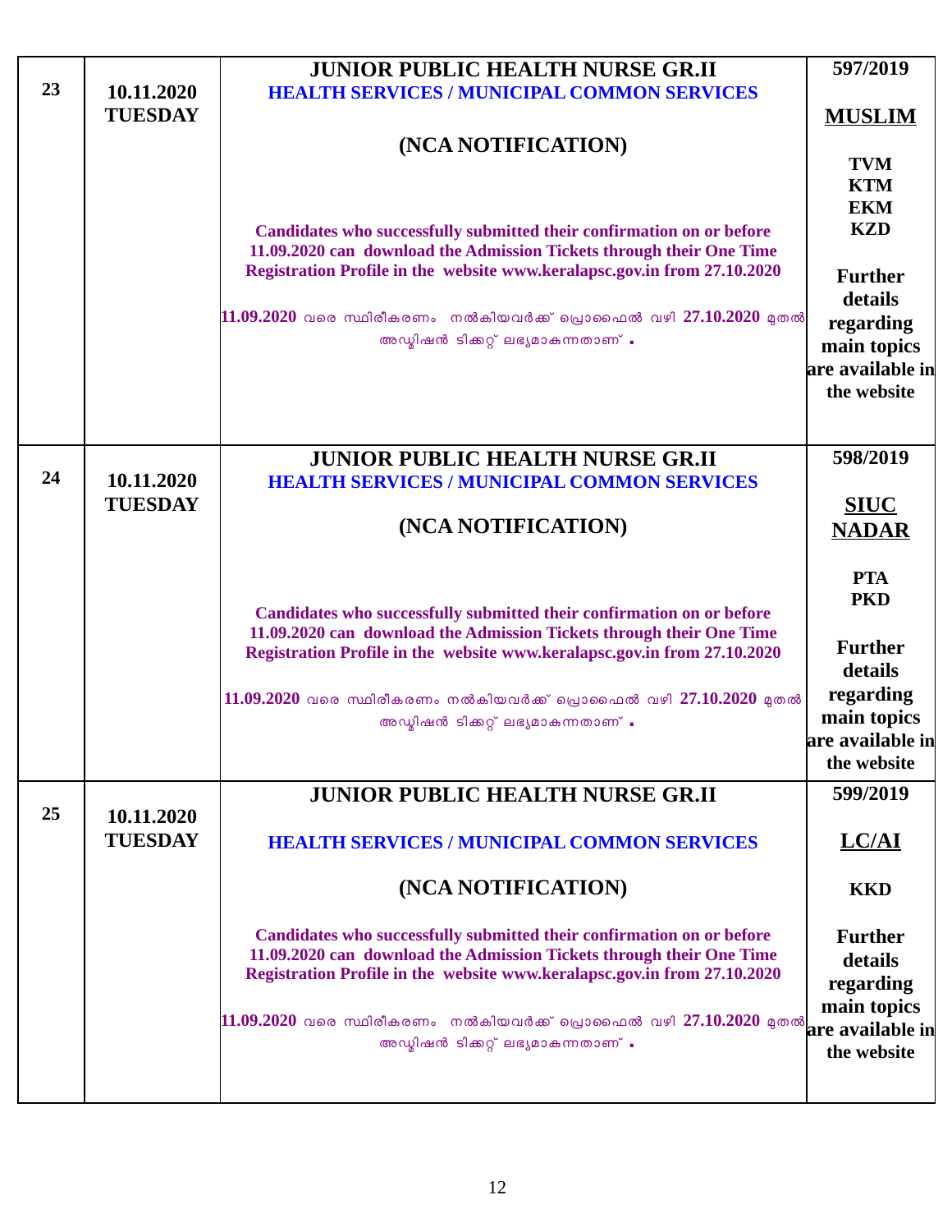| | | | |
|---|---|---|---|
| 23 | 10.11.2020 TUESDAY | **JUNIOR PUBLIC HEALTH NURSE GR.II**<br>**HEALTH SERVICES / MUNICIPAL COMMON SERVICES**<br><br>**(NCA NOTIFICATION)**<br><br>**Candidates who successfully submitted their confirmation on or before 11.09.2020 can download the Admission Tickets through their One Time Registration Profile in the website www.keralapsc.gov.in from 27.10.2020**<br><br>**11.09.2020** വരെ സ്ഥിരീകരണം നൽകിയവർക്ക് പ്രൊഫൈൽ വഴി **27.10.2020** മുതൽ അഡ്മിഷൻ ടിക്കറ്റ് ലഭ്യമാകുന്നതാണ് . | **597/2019**<br><br>**MUSLIM**<br><br>**TVM**<br>**KTM**<br>**EKM**<br>**KZD**<br><br>**Further details regarding main topics are available in the website** |
| 24 | 10.11.2020 TUESDAY | **JUNIOR PUBLIC HEALTH NURSE GR.II**<br>**HEALTH SERVICES / MUNICIPAL COMMON SERVICES**<br><br>**(NCA NOTIFICATION)**<br><br>**Candidates who successfully submitted their confirmation on or before 11.09.2020 can download the Admission Tickets through their One Time Registration Profile in the website www.keralapsc.gov.in from 27.10.2020**<br><br>**11.09.2020** വരെ സ്ഥിരീകരണം നൽകിയവർക്ക് പ്രൊഫൈൽ വഴി **27.10.2020** മുതൽ അഡ്മിഷൻ ടിക്കറ്റ് ലഭ്യമാകുന്നതാണ് . | **598/2019**<br><br>**SIUC NADAR**<br><br>**PTA**<br>**PKD**<br><br>**Further details regarding main topics are available in the website** |
| 25 | 10.11.2020 TUESDAY | **JUNIOR PUBLIC HEALTH NURSE GR.II**<br><br>**HEALTH SERVICES / MUNICIPAL COMMON SERVICES**<br><br>**(NCA NOTIFICATION)**<br><br>**Candidates who successfully submitted their confirmation on or before 11.09.2020 can download the Admission Tickets through their One Time Registration Profile in the website www.keralapsc.gov.in from 27.10.2020**<br><br>**11.09.2020** വരെ സ്ഥിരീകരണം നൽകിയവർക്ക് പ്രൊഫൈൽ വഴി **27.10.2020** മുതൽ അഡ്മിഷൻ ടിക്കറ്റ് ലഭ്യമാകുന്നതാണ് . | **599/2019**<br><br>**LC/AI**<br><br>**KKD**<br><br>**Further details regarding main topics are available in the website** |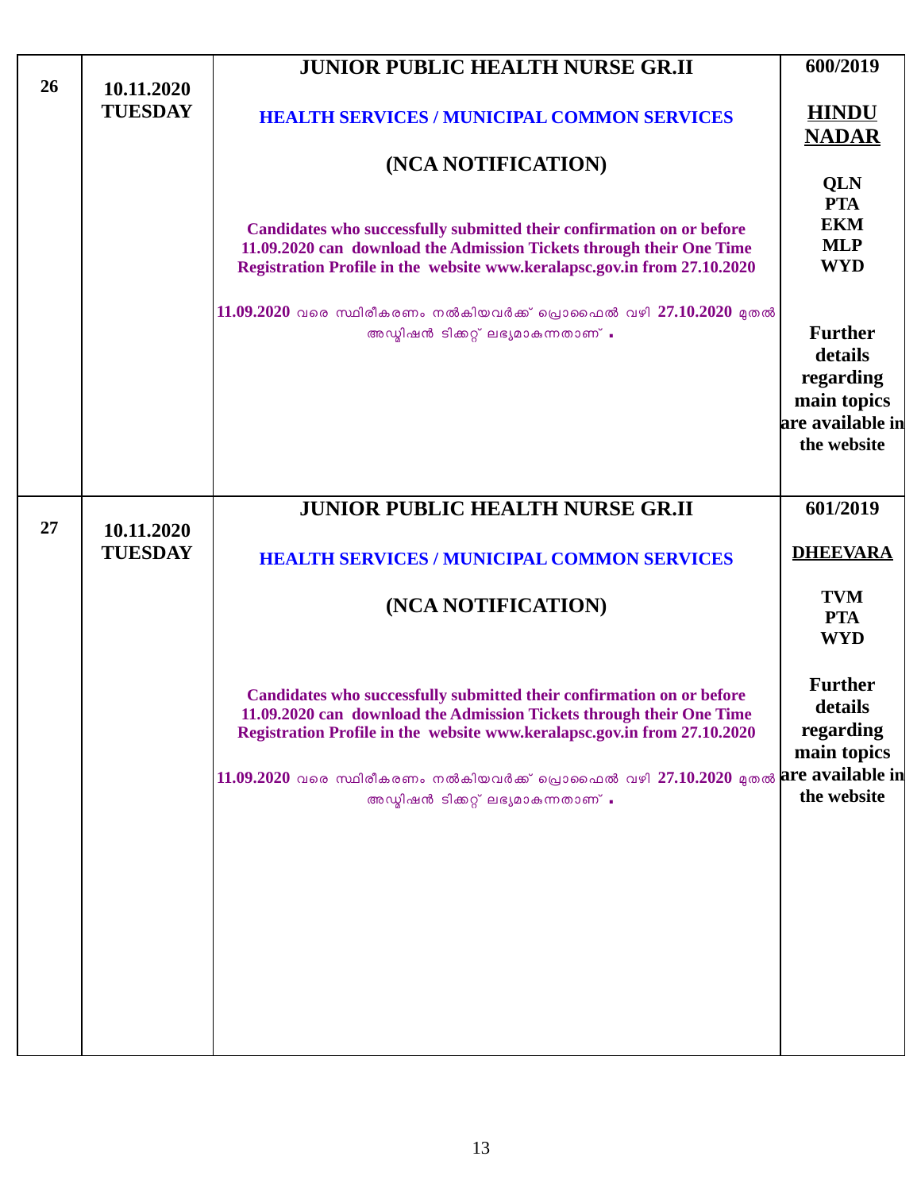| | | | |
|---|---|---|---|
| 26 | 10.11.2020 TUESDAY | **JUNIOR PUBLIC HEALTH NURSE GR.II**<br><br>**HEALTH SERVICES / MUNICIPAL COMMON SERVICES**<br><br>**(NCA NOTIFICATION)**<br><br>**Candidates who successfully submitted their confirmation on or before 11.09.2020 can download the Admission Tickets through their One Time Registration Profile in the website www.keralapsc.gov.in from 27.10.2020**<br><br>**11.09.2020** വരെ സ്ഥിരീകരണം നൽകിയവർക്ക് പ്രൊഫൈൽ വഴി **27.10.2020** മുതൽ അഡ്മിഷൻ ടിക്കറ്റ് ലഭ്യമാകുന്നതാണ് . | **600/2019**<br><br>**HINDU NADAR**<br><br>**QLN PTA EKM MLP WYD**<br><br>**Further details regarding main topics are available in the website** |
| 27 | 10.11.2020 TUESDAY | **JUNIOR PUBLIC HEALTH NURSE GR.II**<br><br>**HEALTH SERVICES / MUNICIPAL COMMON SERVICES**<br><br>**(NCA NOTIFICATION)**<br><br>**Candidates who successfully submitted their confirmation on or before 11.09.2020 can download the Admission Tickets through their One Time Registration Profile in the website www.keralapsc.gov.in from 27.10.2020**<br><br>**11.09.2020** വരെ സ്ഥിരീകരണം നൽകിയവർക്ക് പ്രൊഫൈൽ വഴി **27.10.2020** മുതൽ അഡ്മിഷൻ ടിക്കറ്റ് ലഭ്യമാകുന്നതാണ് . | **601/2019**<br><br>**DHEEVARA**<br><br>**TVM PTA WYD**<br><br>**Further details regarding main topics are available in the website** |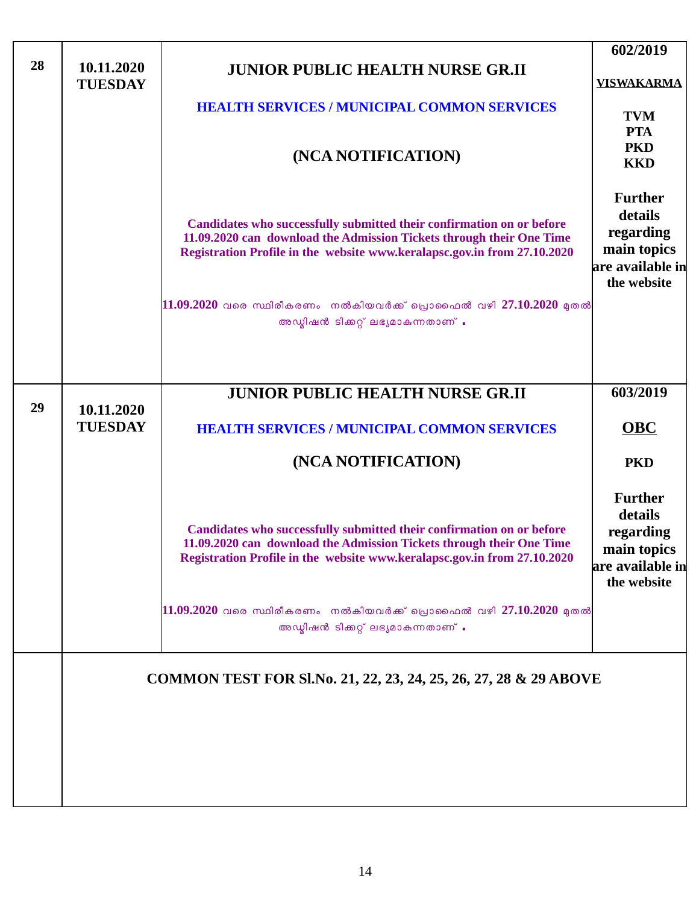| | | | |
|---|---|---|---|
| 28 | 10.11.2020 TUESDAY | **JUNIOR PUBLIC HEALTH NURSE GR.II**<br><br>**HEALTH SERVICES / MUNICIPAL COMMON SERVICES**<br><br>**(NCA NOTIFICATION)**<br><br>**Candidates who successfully submitted their confirmation on or before 11.09.2020 can download the Admission Tickets through their One Time Registration Profile in the website www.keralapsc.gov.in from 27.10.2020**<br><br>**11.09.2020** വരെ സ്ഥിരീകരണം നൽകിയവർക്ക് പ്രൊഫൈൽ വഴി **27.10.2020** മുതൽ അഡ്മിഷൻ ടിക്കറ്റ് ലഭ്യമാകുന്നതാണ് . | **602/2019**<br><br>**VISWAKARMA**<br><br>**TVM**<br>**PTA**<br>**PKD**<br>**KKD**<br><br>**Further details regarding main topics are available in the website** |
| 29 | 10.11.2020 TUESDAY | **JUNIOR PUBLIC HEALTH NURSE GR.II**<br><br>**HEALTH SERVICES / MUNICIPAL COMMON SERVICES**<br><br>**(NCA NOTIFICATION)**<br><br>**Candidates who successfully submitted their confirmation on or before 11.09.2020 can download the Admission Tickets through their One Time Registration Profile in the website www.keralapsc.gov.in from 27.10.2020**<br><br>**11.09.2020** വരെ സ്ഥിരീകരണം നൽകിയവർക്ക് പ്രൊഫൈൽ വഴി **27.10.2020** മുതൽ അഡ്മിഷൻ ടിക്കറ്റ് ലഭ്യമാകുന്നതാണ് . | **603/2019**<br><br>**OBC**<br><br>**PKD**<br><br>**Further details regarding main topics are available in the website** |
| | **COMMON TEST FOR Sl.No. 21, 22, 23, 24, 25, 26, 27, 28 & 29 ABOVE** | | |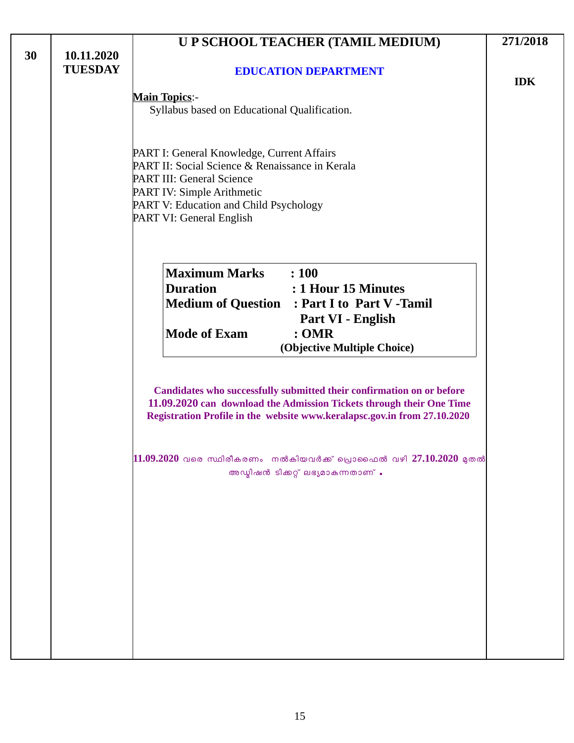| 30 | 10.11.2020 TUESDAY | **U P SCHOOL TEACHER (TAMIL MEDIUM)**<br><br>**EDUCATION DEPARTMENT**<br><br>**Main Topics**:-<br>Syllabus based on Educational Qualification.<br><br>PART I: General Knowledge, Current Affairs<br>PART II: Social Science & Renaissance in Kerala<br>PART III: General Science<br>PART IV: Simple Arithmetic<br>PART V: Education and Child Psychology<br>PART VI: General English<br><br>**Maximum Marks : 100**<br>**Duration : 1 Hour 15 Minutes**<br>**Medium of Question : Part I to Part V -Tamil**<br>**Part VI - English**<br>**Mode of Exam : OMR**<br>**(Objective Multiple Choice)**<br><br>**Candidates who successfully submitted their confirmation on or before 11.09.2020 can download the Admission Tickets through their One Time Registration Profile in the website www.keralapsc.gov.in from 27.10.2020**<br><br>**11.09.2020** വരെ സ്ഥിരീകരണം നൽകിയവർക്ക് പ്രൊഫൈൽ വഴി **27.10.2020** മുതൽ അഡ്മിഷൻ ടിക്കറ്റ് ലഭ്യമാകുന്നതാണ് . | 271/2018<br><br>IDK |
|---|---|---|---|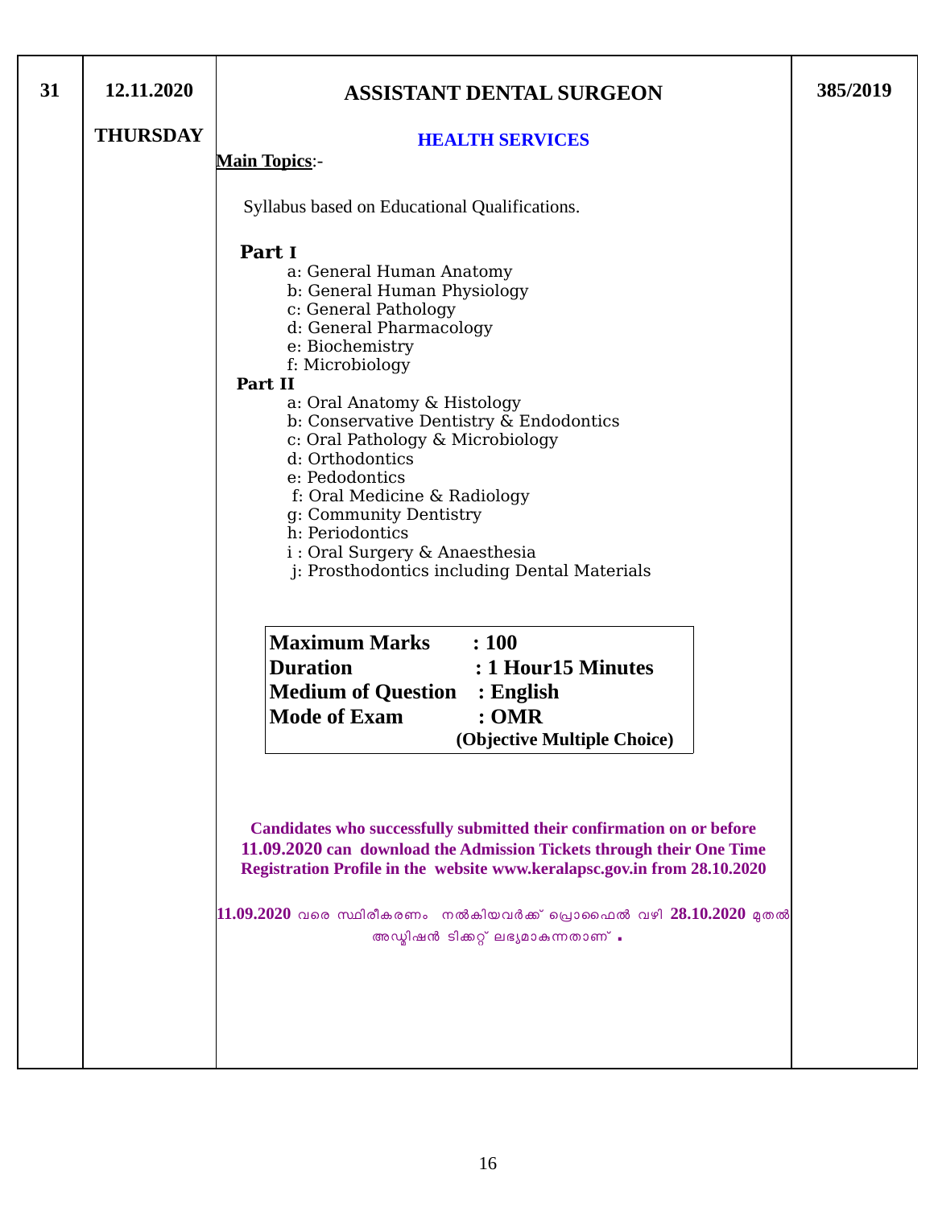| 31 | 12.11.2020<br>THURSDAY | **ASSISTANT DENTAL SURGEON**<br>**HEALTH SERVICES** | 385/2019 |
|---|---|---|---|

**Main Topics**:-

Syllabus based on Educational Qualifications.

**Part I**

- a: General Human Anatomy
- b: General Human Physiology
- c: General Pathology
- d: General Pharmacology
- e: Biochemistry
- f: Microbiology

**Part II**

- a: Oral Anatomy & Histology
- b: Conservative Dentistry & Endodontics
- c: Oral Pathology & Microbiology
- d: Orthodontics
- e: Pedodontics
- f: Oral Medicine & Radiology
- g: Community Dentistry
- h: Periodontics
- i : Oral Surgery & Anaesthesia
- j: Prosthodontics including Dental Materials

| | |
|---|---|
| **Maximum Marks** | **: 100** |
| **Duration** | **: 1 Hour15 Minutes** |
| **Medium of Question** | **: English** |
| **Mode of Exam** | **: OMR (Objective Multiple Choice)** |

**Candidates who successfully submitted their confirmation on or before 11.09.2020 can download the Admission Tickets through their One Time Registration Profile in the website www.keralapsc.gov.in from 28.10.2020**

**11.09.2020** വരെ സ്ഥിരീകരണം നൽകിയവർക്ക് പ്രൊഫൈൽ വഴി **28.10.2020** മുതൽ അഡ്മിഷൻ ടിക്കറ്റ് ലഭ്യമാകുന്നതാണ് .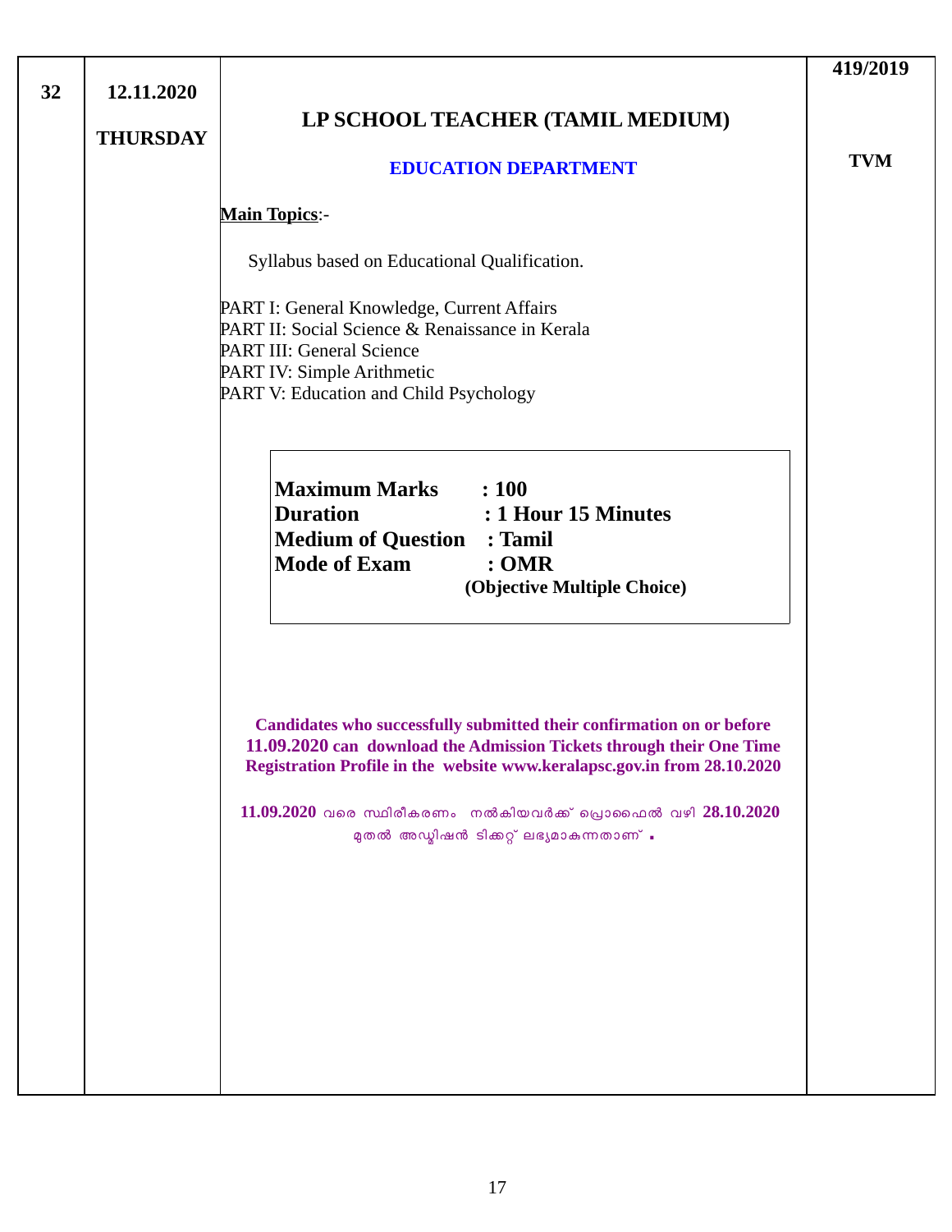| 32 | 12.11.2020<br><br>**THURSDAY** | **LP SCHOOL TEACHER (TAMIL MEDIUM)**<br><br>**EDUCATION DEPARTMENT**<br><br>**Main Topics**:-<br><br>Syllabus based on Educational Qualification.<br><br>PART I: General Knowledge, Current Affairs<br>PART II: Social Science & Renaissance in Kerala<br>PART III: General Science<br>PART IV: Simple Arithmetic<br>PART V: Education and Child Psychology<br><br>**Maximum Marks : 100**<br>**Duration : 1 Hour 15 Minutes**<br>**Medium of Question : Tamil**<br>**Mode of Exam : OMR**<br>**(Objective Multiple Choice)**<br><br>**Candidates who successfully submitted their confirmation on or before 11.09.2020 can download the Admission Tickets through their One Time Registration Profile in the website www.keralapsc.gov.in from 28.10.2020**<br><br>**11.09.2020 വരെ സ്ഥിരീകരണം നൽകിയവർക്ക് പ്രൊഫൈൽ വഴി 28.10.2020 മുതൽ അഡ്മിഷൻ ടിക്കറ്റ് ലഭ്യമാകുന്നതാണ് .** | **419/2019**<br><br>**TVM** |
|---|---|---|---|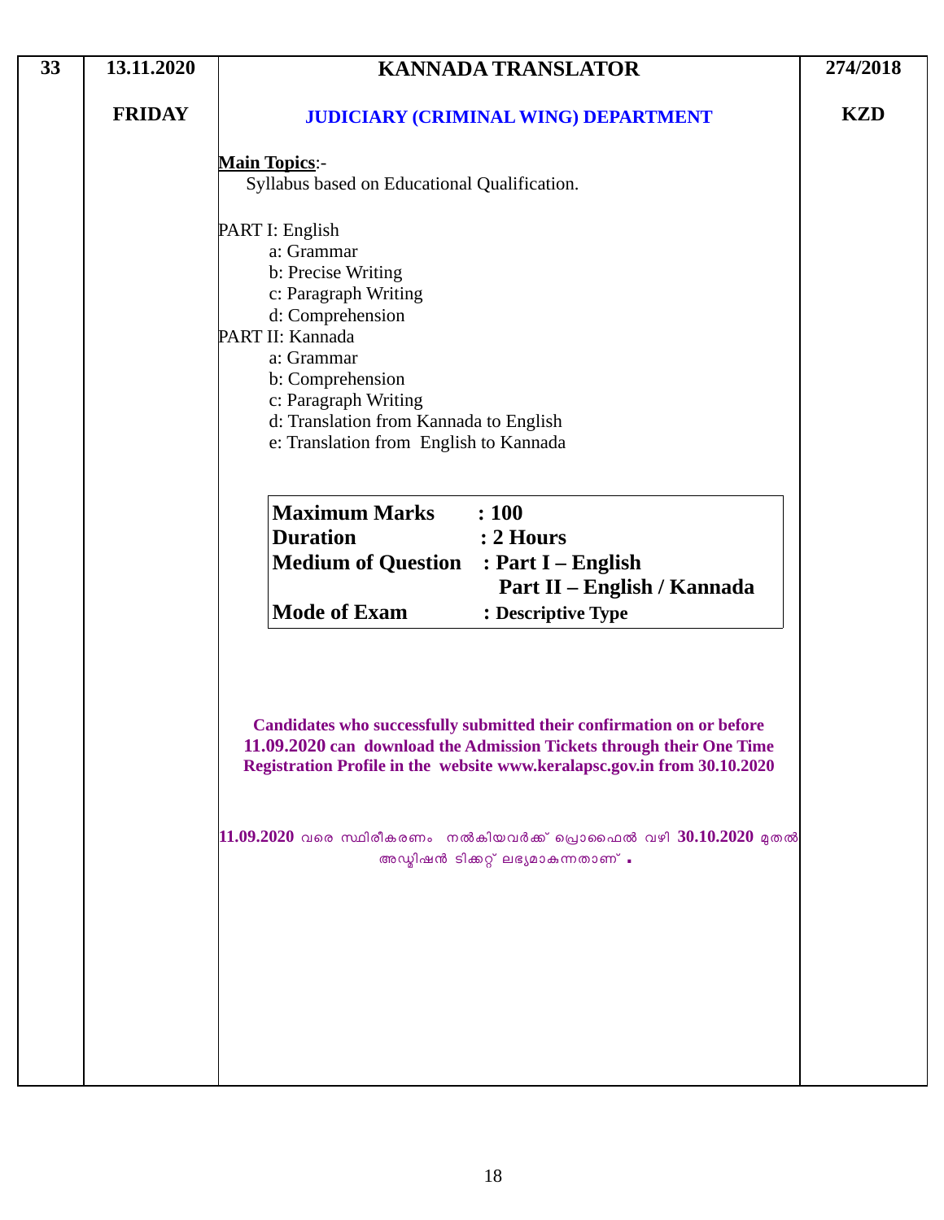| 33 | 13.11.2020 | **KANNADA TRANSLATOR** | 274/2018 |
|---|---|---|---|
| | **FRIDAY** | **JUDICIARY (CRIMINAL WING) DEPARTMENT** | **KZD** |

**Main Topics**:-

Syllabus based on Educational Qualification.

PART I: English
- a: Grammar
- b: Precise Writing
- c: Paragraph Writing
- d: Comprehension

PART II: Kannada
- a: Grammar
- b: Comprehension
- c: Paragraph Writing
- d: Translation from Kannada to English
- e: Translation from English to Kannada

| | |
|---|---|
| **Maximum Marks** | **: 100** |
| **Duration** | **: 2 Hours** |
| **Medium of Question** | **: Part I – English** <br> **Part II – English / Kannada** |
| **Mode of Exam** | **: Descriptive Type** |

**Candidates who successfully submitted their confirmation on or before 11.09.2020 can download the Admission Tickets through their One Time Registration Profile in the website www.keralapsc.gov.in from 30.10.2020**

**11.09.2020** വരെ സ്ഥിരീകരണം നൽകിയവർക്ക് പ്രൊഫൈൽ വഴി **30.10.2020** മുതൽ അഡ്മിഷൻ ടിക്കറ്റ് ലഭ്യമാകുന്നതാണ് .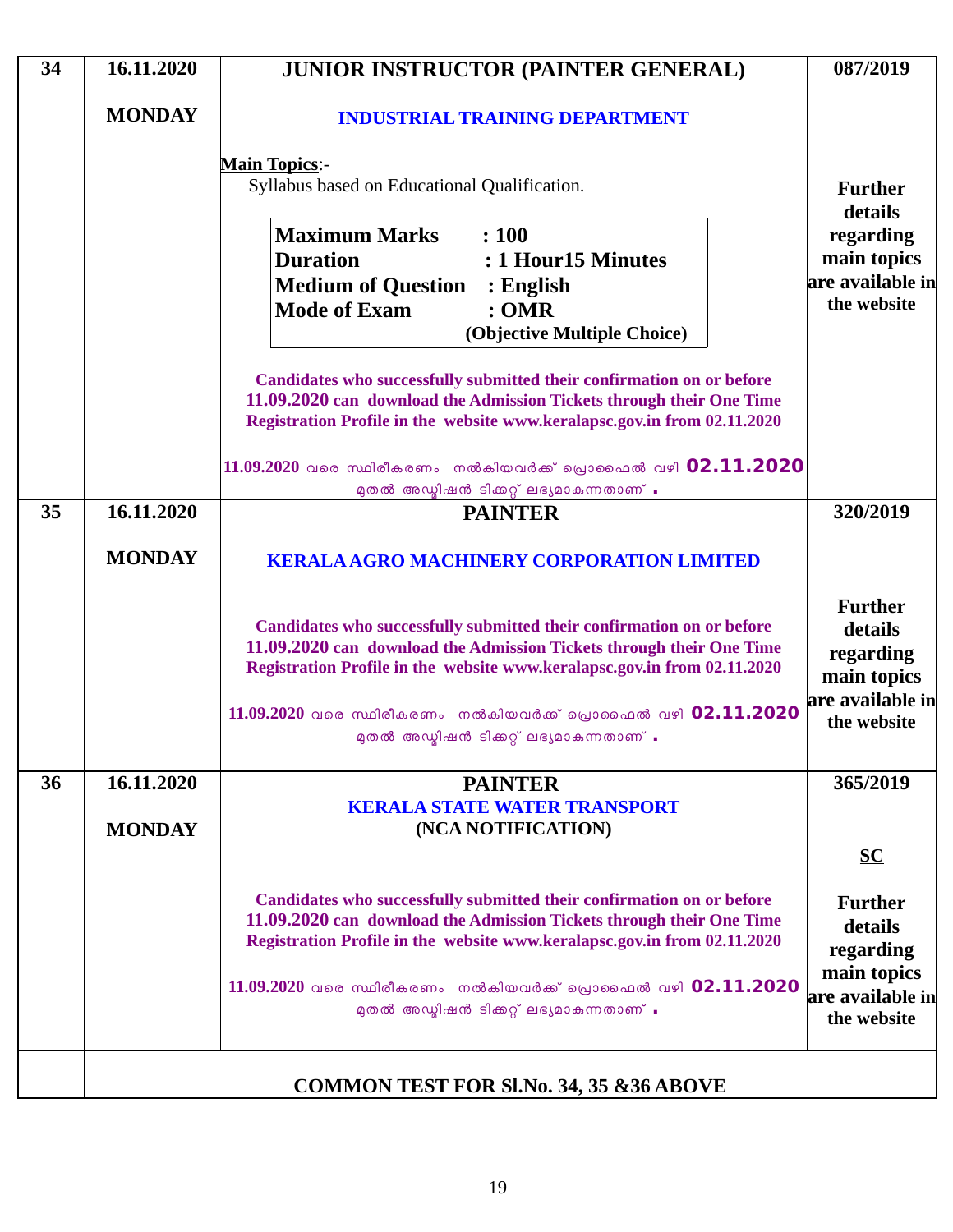| | | | |
|---|---|---|---|
| 34 | 16.11.2020<br><br>**MONDAY** | **JUNIOR INSTRUCTOR (PAINTER GENERAL)**<br><br>**INDUSTRIAL TRAINING DEPARTMENT**<br><br>**Main Topics**:-<br>Syllabus based on Educational Qualification.<br><br>**Maximum Marks : 100**<br>**Duration : 1 Hour15 Minutes**<br>**Medium of Question : English**<br>**Mode of Exam : OMR**<br>**(Objective Multiple Choice)**<br><br>**Candidates who successfully submitted their confirmation on or before 11.09.2020 can download the Admission Tickets through their One Time Registration Profile in the website www.keralapsc.gov.in from 02.11.2020**<br><br>**11.09.2020** വരെ സ്ഥിരീകരണം നൽകിയവർക്ക് പ്രൊഫൈൽ വഴി **02.11.2020** മുതൽ അഡ്മിഷൻ ടിക്കറ്റ് ലഭ്യമാകുന്നതാണ് . | **087/2019**<br><br>**Further details regarding main topics are available in the website** |
| 35 | 16.11.2020<br><br>**MONDAY** | **PAINTER**<br><br>**KERALA AGRO MACHINERY CORPORATION LIMITED**<br><br>**Candidates who successfully submitted their confirmation on or before 11.09.2020 can download the Admission Tickets through their One Time Registration Profile in the website www.keralapsc.gov.in from 02.11.2020**<br><br>**11.09.2020** വരെ സ്ഥിരീകരണം നൽകിയവർക്ക് പ്രൊഫൈൽ വഴി **02.11.2020** മുതൽ അഡ്മിഷൻ ടിക്കറ്റ് ലഭ്യമാകുന്നതാണ് . | **320/2019**<br><br>**Further details regarding main topics are available in the website** |
| 36 | 16.11.2020<br><br>**MONDAY** | **PAINTER**<br>**KERALA STATE WATER TRANSPORT**<br>**(NCA NOTIFICATION)**<br><br>**Candidates who successfully submitted their confirmation on or before 11.09.2020 can download the Admission Tickets through their One Time Registration Profile in the website www.keralapsc.gov.in from 02.11.2020**<br><br>**11.09.2020** വരെ സ്ഥിരീകരണം നൽകിയവർക്ക് പ്രൊഫൈൽ വഴി **02.11.2020** മുതൽ അഡ്മിഷൻ ടിക്കറ്റ് ലഭ്യമാകുന്നതാണ് . | **365/2019**<br><br>**SC**<br><br>**Further details regarding main topics are available in the website** |
| | **COMMON TEST FOR Sl.No. 34, 35 &36 ABOVE** | | |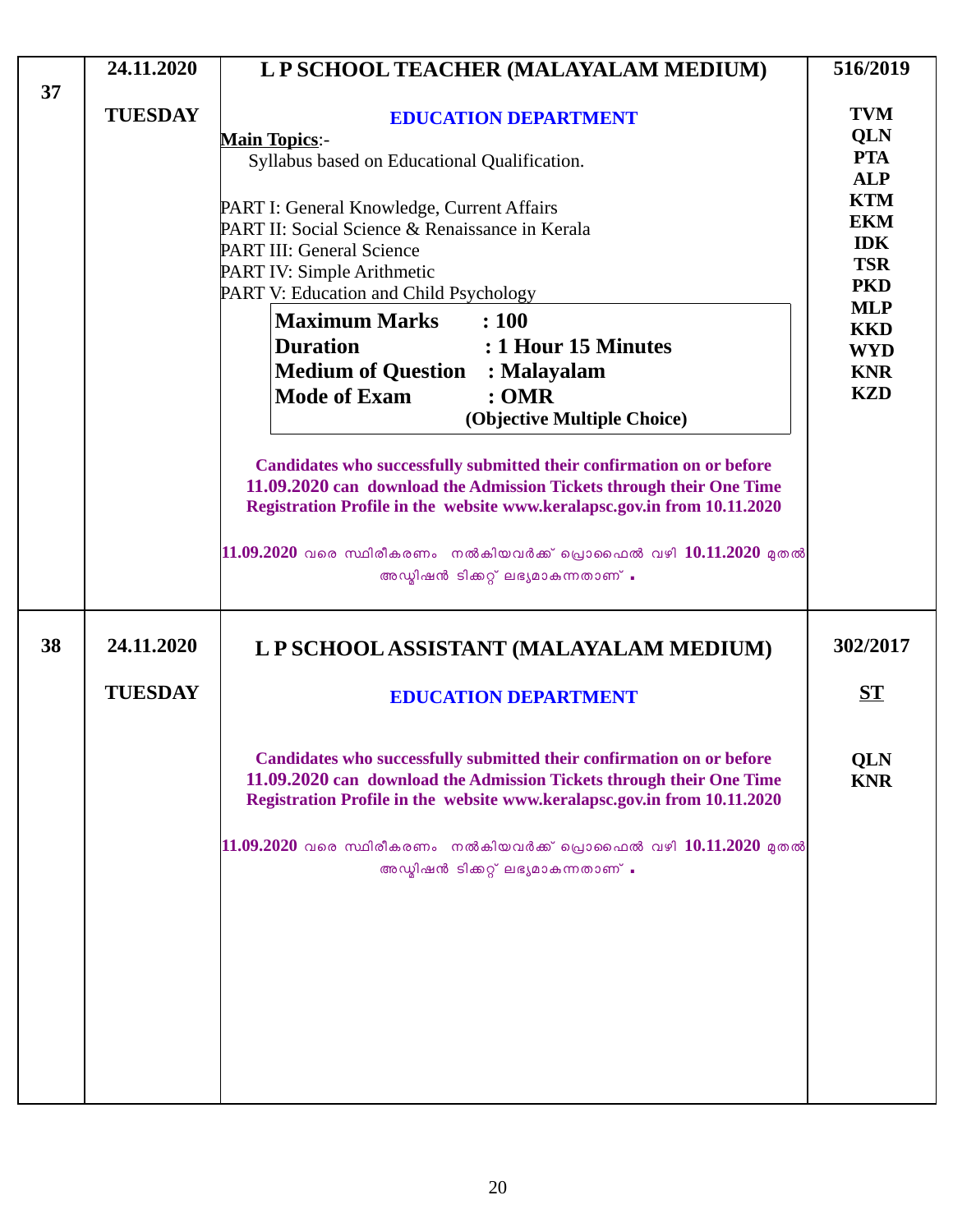| | | | |
|---|---|---|---|
| 37 | 24.11.2020<br><br>**TUESDAY** | **L P SCHOOL TEACHER (MALAYALAM MEDIUM)**<br><br>**EDUCATION DEPARTMENT**<br><br>**Main Topics**:-<br>Syllabus based on Educational Qualification.<br><br>PART I: General Knowledge, Current Affairs<br>PART II: Social Science & Renaissance in Kerala<br>PART III: General Science<br>PART IV: Simple Arithmetic<br>PART V: Education and Child Psychology<br><br>**Maximum Marks : 100**<br>**Duration : 1 Hour 15 Minutes**<br>**Medium of Question : Malayalam**<br>**Mode of Exam : OMR**<br>**(Objective Multiple Choice)**<br><br>**Candidates who successfully submitted their confirmation on or before 11.09.2020 can download the Admission Tickets through their One Time Registration Profile in the website www.keralapsc.gov.in from 10.11.2020**<br><br>**11.09.2020** വരെ സ്ഥിരീകരണം നൽകിയവർക്ക് പ്രൊഫൈൽ വഴി **10.11.2020** മുതൽ അഡ്മിഷൻ ടിക്കറ്റ് ലഭ്യമാകുന്നതാണ് . | **516/2019**<br><br>**TVM**<br>**QLN**<br>**PTA**<br>**ALP**<br>**KTM**<br>**EKM**<br>**IDK**<br>**TSR**<br>**PKD**<br>**MLP**<br>**KKD**<br>**WYD**<br>**KNR**<br>**KZD** |
| 38 | 24.11.2020<br><br>**TUESDAY** | **L P SCHOOL ASSISTANT (MALAYALAM MEDIUM)**<br><br>**EDUCATION DEPARTMENT**<br><br>**Candidates who successfully submitted their confirmation on or before 11.09.2020 can download the Admission Tickets through their One Time Registration Profile in the website www.keralapsc.gov.in from 10.11.2020**<br><br>**11.09.2020** വരെ സ്ഥിരീകരണം നൽകിയവർക്ക് പ്രൊഫൈൽ വഴി **10.11.2020** മുതൽ അഡ്മിഷൻ ടിക്കറ്റ് ലഭ്യമാകുന്നതാണ് . | **302/2017**<br><br>**ST**<br><br>**QLN**<br>**KNR** |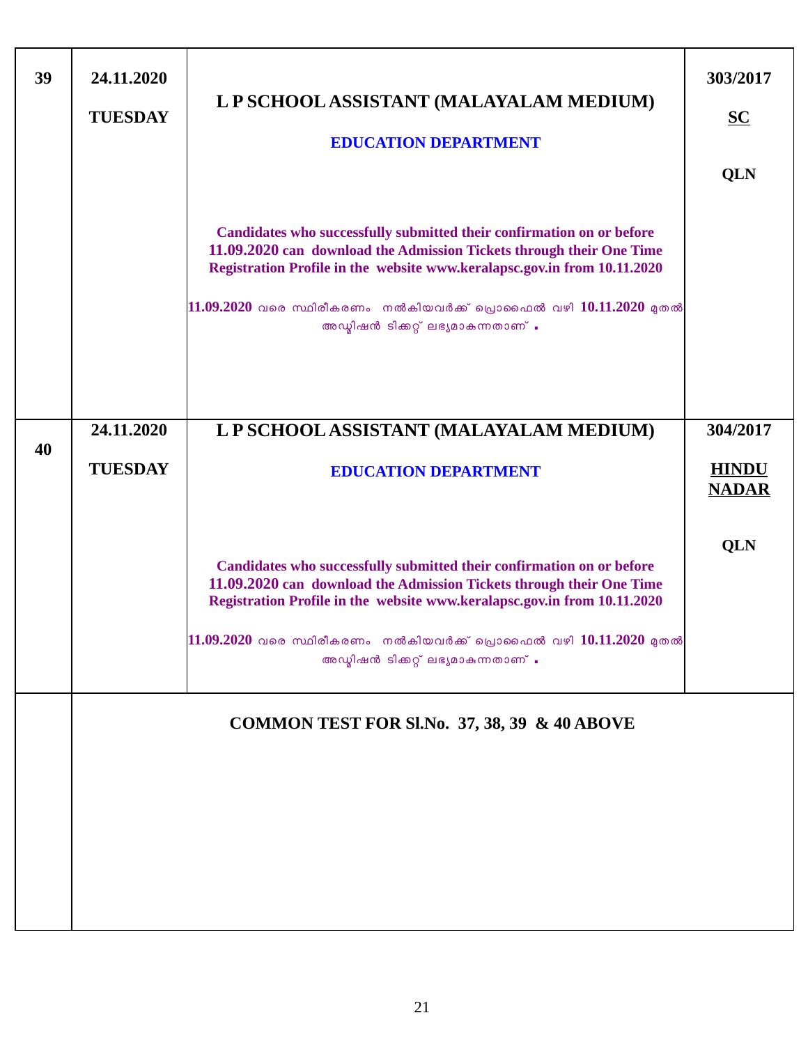| | | | |
|---|---|---|---|
| 39 | 24.11.2020<br><br>TUESDAY | **L P SCHOOL ASSISTANT (MALAYALAM MEDIUM)**<br><br>**EDUCATION DEPARTMENT**<br><br>Candidates who successfully submitted their confirmation on or before 11.09.2020 can download the Admission Tickets through their One Time Registration Profile in the website www.keralapsc.gov.in from 10.11.2020<br><br>11.09.2020 വരെ സ്ഥിരീകരണം നൽകിയവർക്ക് പ്രൊഫൈൽ വഴി 10.11.2020 മുതൽ അഡ്മിഷൻ ടിക്കറ്റ് ലഭ്യമാകുന്നതാണ് . | 303/2017<br><br>**SC**<br><br>QLN |
| 40 | 24.11.2020<br><br>TUESDAY | **L P SCHOOL ASSISTANT (MALAYALAM MEDIUM)**<br><br>**EDUCATION DEPARTMENT**<br><br>Candidates who successfully submitted their confirmation on or before 11.09.2020 can download the Admission Tickets through their One Time Registration Profile in the website www.keralapsc.gov.in from 10.11.2020<br><br>11.09.2020 വരെ സ്ഥിരീകരണം നൽകിയവർക്ക് പ്രൊഫൈൽ വഴി 10.11.2020 മുതൽ അഡ്മിഷൻ ടിക്കറ്റ് ലഭ്യമാകുന്നതാണ് . | 304/2017<br><br>**HINDU NADAR**<br><br>QLN |
| | **COMMON TEST FOR Sl.No. 37, 38, 39 & 40 ABOVE** | | |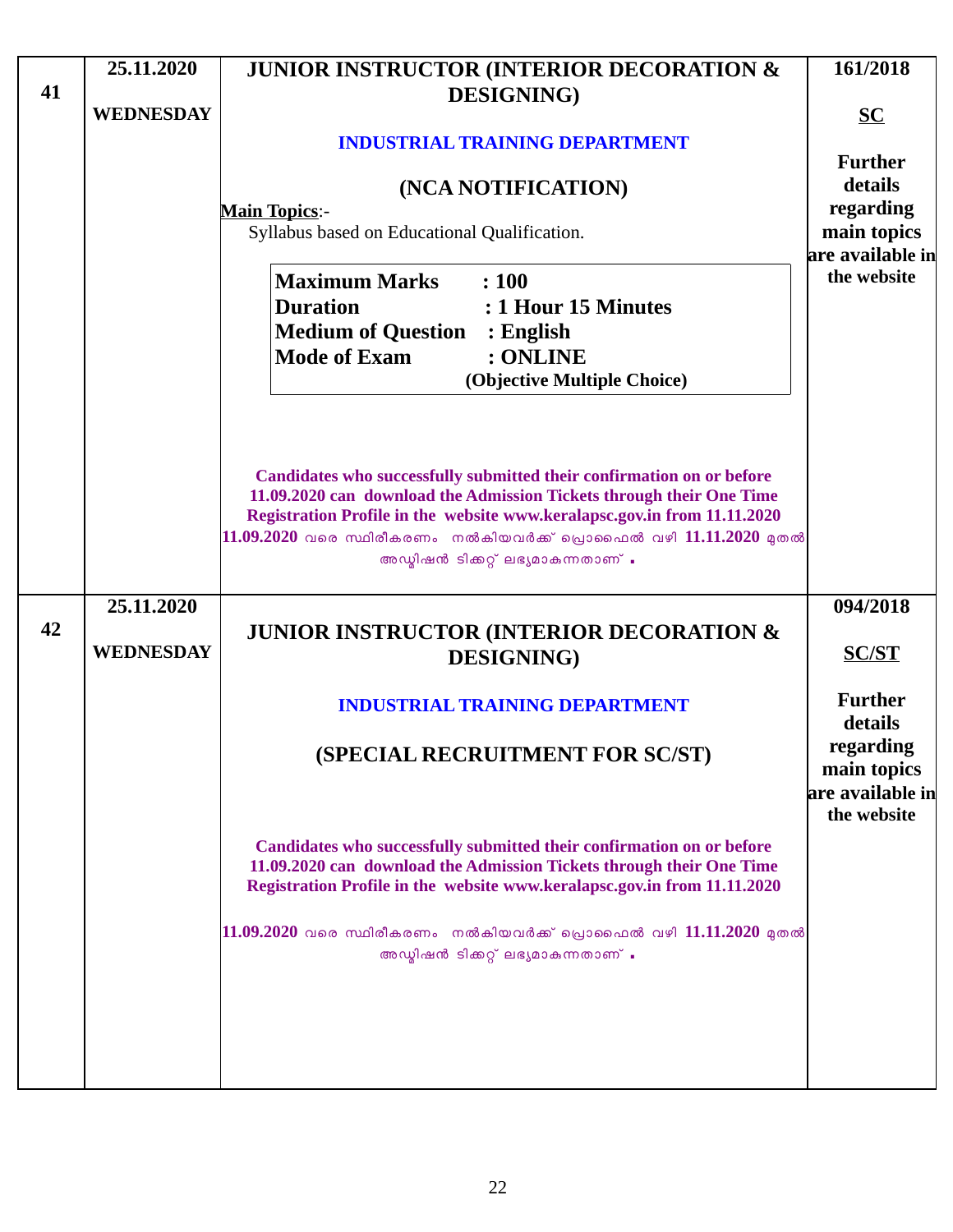| | | | |
|---|---|---|---|
| 41 | 25.11.2020<br><br>**WEDNESDAY** | **JUNIOR INSTRUCTOR (INTERIOR DECORATION & DESIGNING)**<br><br>**INDUSTRIAL TRAINING DEPARTMENT**<br><br>**(NCA NOTIFICATION)**<br><br>**Main Topics**:-<br>Syllabus based on Educational Qualification.<br><br>**Maximum Marks : 100**<br>**Duration : 1 Hour 15 Minutes**<br>**Medium of Question : English**<br>**Mode of Exam : ONLINE**<br>**(Objective Multiple Choice)**<br><br>**Candidates who successfully submitted their confirmation on or before 11.09.2020 can download the Admission Tickets through their One Time Registration Profile in the website www.keralapsc.gov.in from 11.11.2020**<br>**11.09.2020** വരെ സ്ഥിരീകരണം നൽകിയവർക്ക് പ്രൊഫൈൽ വഴി **11.11.2020** മുതൽ അഡ്മിഷൻ ടിക്കറ്റ് ലഭ്യമാകുന്നതാണ് . | **161/2018**<br><br>**SC**<br><br>**Further details regarding main topics are available in the website** |
| 42 | 25.11.2020<br><br>**WEDNESDAY** | **JUNIOR INSTRUCTOR (INTERIOR DECORATION & DESIGNING)**<br><br>**INDUSTRIAL TRAINING DEPARTMENT**<br><br>**(SPECIAL RECRUITMENT FOR SC/ST)**<br><br>**Candidates who successfully submitted their confirmation on or before 11.09.2020 can download the Admission Tickets through their One Time Registration Profile in the website www.keralapsc.gov.in from 11.11.2020**<br><br>**11.09.2020** വരെ സ്ഥിരീകരണം നൽകിയവർക്ക് പ്രൊഫൈൽ വഴി **11.11.2020** മുതൽ അഡ്മിഷൻ ടിക്കറ്റ് ലഭ്യമാകുന്നതാണ് . | **094/2018**<br><br>**SC/ST**<br><br>**Further details regarding main topics are available in the website** |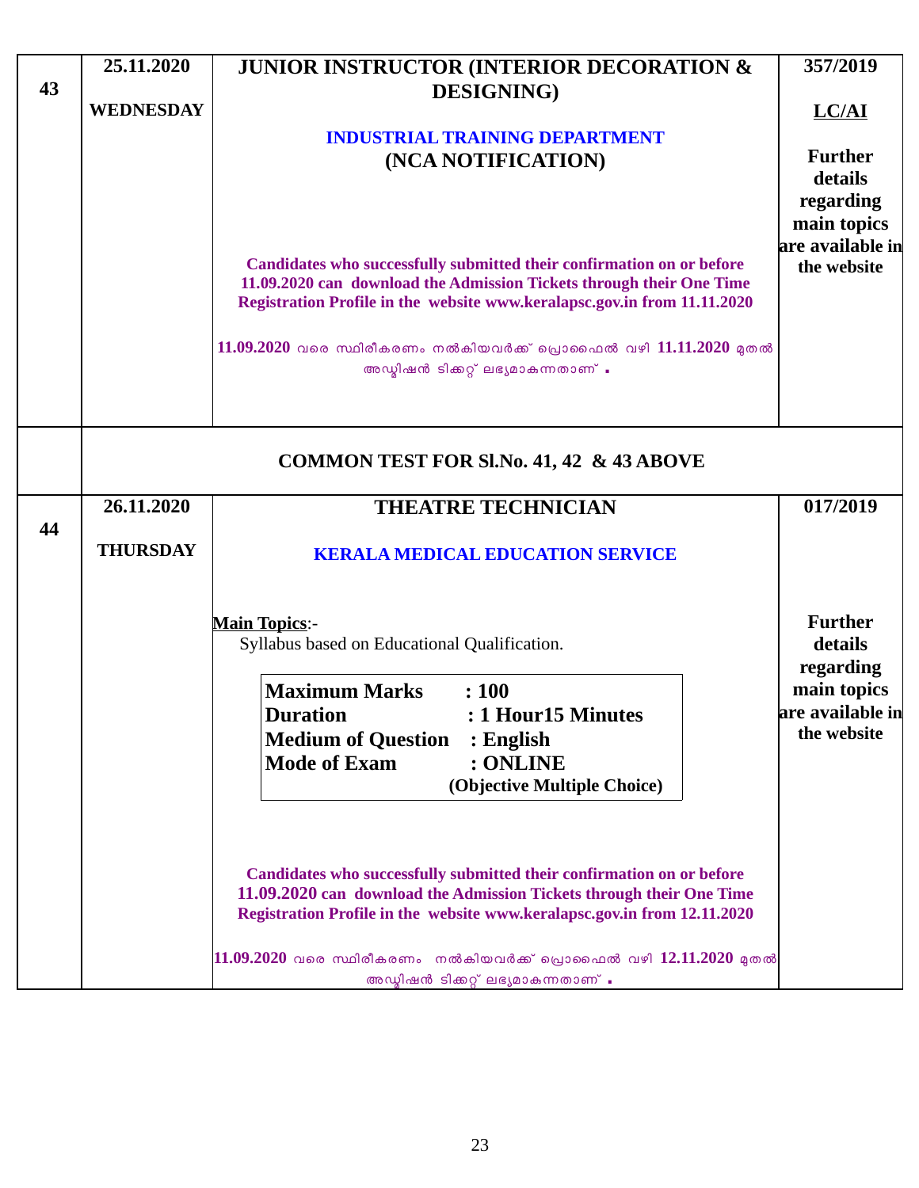| 43 | 25.11.2020<br><br>WEDNESDAY | **JUNIOR INSTRUCTOR (INTERIOR DECORATION & DESIGNING)**<br><br>**INDUSTRIAL TRAINING DEPARTMENT**<br>**(NCA NOTIFICATION)**<br><br>**Candidates who successfully submitted their confirmation on or before 11.09.2020 can download the Admission Tickets through their One Time Registration Profile in the website www.keralapsc.gov.in from 11.11.2020**<br><br>**11.09.2020** വരെ സ്ഥിരീകരണം നൽകിയവർക്ക് പ്രൊഫൈൽ വഴി **11.11.2020** മുതൽ അഡ്മിഷൻ ടിക്കറ്റ് ലഭ്യമാകുന്നതാണ് . | **357/2019**<br><br>**LC/AI**<br><br>**Further details regarding main topics are available in the website** |
|---|---|---|---|
| | **COMMON TEST FOR Sl.No. 41, 42 & 43 ABOVE** | | |
| 44 | 26.11.2020<br><br>THURSDAY | **THEATRE TECHNICIAN**<br><br>**KERALA MEDICAL EDUCATION SERVICE**<br><br>**Main Topics**:-<br>Syllabus based on Educational Qualification.<br><br>**Maximum Marks : 100**<br>**Duration : 1 Hour15 Minutes**<br>**Medium of Question : English**<br>**Mode of Exam : ONLINE**<br>**(Objective Multiple Choice)**<br><br>**Candidates who successfully submitted their confirmation on or before 11.09.2020 can download the Admission Tickets through their One Time Registration Profile in the website www.keralapsc.gov.in from 12.11.2020**<br><br>**11.09.2020** വരെ സ്ഥിരീകരണം നൽകിയവർക്ക് പ്രൊഫൈൽ വഴി **12.11.2020** മുതൽ അഡ്മിഷൻ ടിക്കറ്റ് ലഭ്യമാകുന്നതാണ് . | **017/2019**<br><br>**Further details regarding main topics are available in the website** |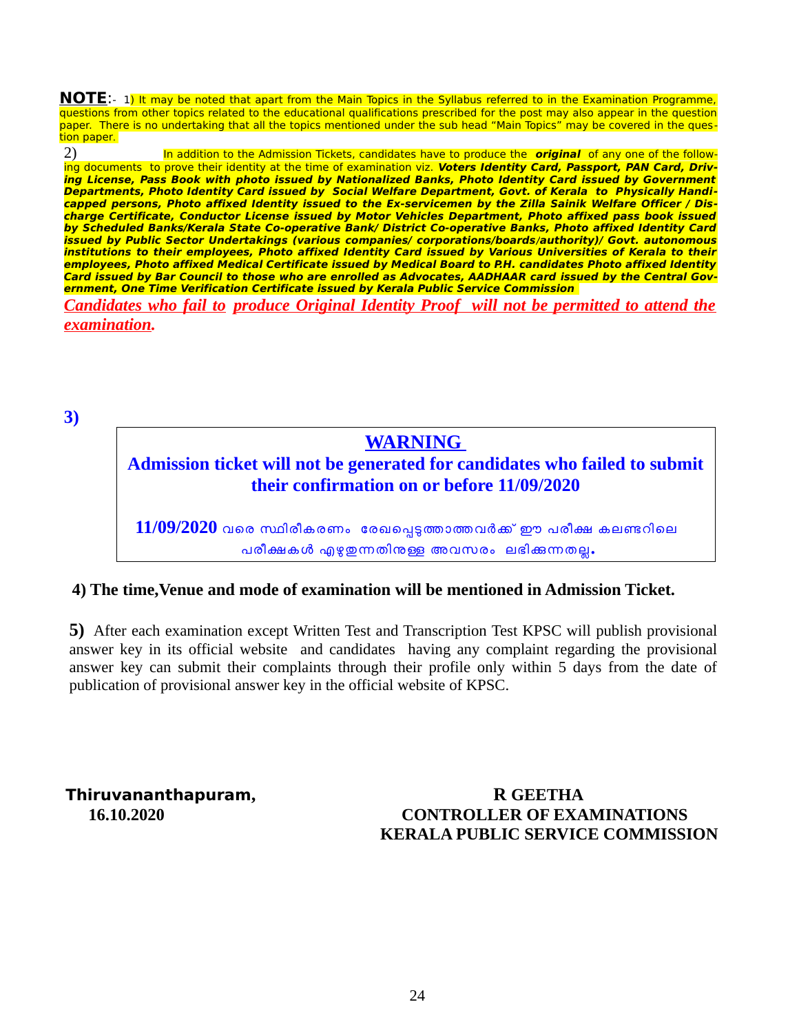**NOTE**:- 1) It may be noted that apart from the Main Topics in the Syllabus referred to in the Examination Programme, questions from other topics related to the educational qualifications prescribed for the post may also appear in the question paper. There is no undertaking that all the topics mentioned under the sub head "Main Topics" may be covered in the question paper.

2) In addition to the Admission Tickets, candidates have to produce the ***original*** of any one of the following documents to prove their identity at the time of examination viz. ***Voters Identity Card, Passport, PAN Card, Driving License, Pass Book with photo issued by Nationalized Banks, Photo Identity Card issued by Government Departments, Photo Identity Card issued by Social Welfare Department, Govt. of Kerala to Physically Handicapped persons, Photo affixed Identity issued to the Ex-servicemen by the Zilla Sainik Welfare Officer / Discharge Certificate, Conductor License issued by Motor Vehicles Department, Photo affixed pass book issued by Scheduled Banks/Kerala State Co-operative Bank/ District Co-operative Banks, Photo affixed Identity Card issued by Public Sector Undertakings (various companies/ corporations/boards/authority)/ Govt. autonomous institutions to their employees, Photo affixed Identity Card issued by Various Universities of Kerala to their employees, Photo affixed Medical Certificate issued by Medical Board to P.H. candidates Photo affixed Identity Card issued by Bar Council to those who are enrolled as Advocates, AADHAAR card issued by the Central Government, One Time Verification Certificate issued by Kerala Public Service Commission***

***Candidates who fail to produce Original Identity Proof will not be permitted to attend the examination.***

**3)**

**WARNING**

**Admission ticket will not be generated for candidates who failed to submit their confirmation on or before 11/09/2020**

**11/09/2020** വരെ സ്ഥിരീകരണം രേഖപ്പെടുത്താത്തവർക്ക് ഈ പരീക്ഷ കലണ്ടറിലെ പരീക്ഷകൾ എഴുതുന്നതിനുള്ള അവസരം ലഭിക്കുന്നതല്ല.

**4) The time,Venue and mode of examination will be mentioned in Admission Ticket.**

**5)** After each examination except Written Test and Transcription Test KPSC will publish provisional answer key in its official website and candidates having any complaint regarding the provisional answer key can submit their complaints through their profile only within 5 days from the date of publication of provisional answer key in the official website of KPSC.

**Thiruvananthapuram,**
**16.10.2020**

**R GEETHA**
**CONTROLLER OF EXAMINATIONS**
**KERALA PUBLIC SERVICE COMMISSION**